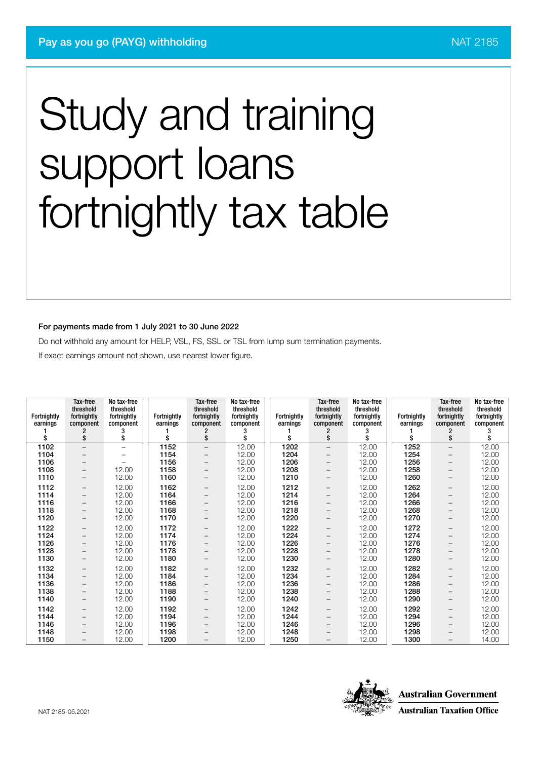Pay as you go (PAYG) withholding

NAT 2185

# Study and training support loans fortnightly tax table

**For payments made from 1 July 2021 to 30 June 2022**

Do not withhold any amount for HELP, VSL, FS, SSL or TSL from lump sum termination payments.

If exact earnings amount not shown, use nearest lower figure.

| Fortnightly earnings 1 $ | Tax-free threshold fortnightly component 2 $ | No tax-free threshold fortnightly component 3 $ | Fortnightly earnings 1 $ | Tax-free threshold fortnightly component 2 $ | No tax-free threshold fortnightly component 3 $ | Fortnightly earnings 1 $ | Tax-free threshold fortnightly component 2 $ | No tax-free threshold fortnightly component 3 $ | Fortnightly earnings 1 $ | Tax-free threshold fortnightly component 2 $ | No tax-free threshold fortnightly component 3 $ |
|---|---|---|---|---|---|---|---|---|---|---|---|
| 1102 | – | – | 1152 | – | 12.00 | 1202 | – | 12.00 | 1252 | – | 12.00 |
| 1104 | – | – | 1154 | – | 12.00 | 1204 | – | 12.00 | 1254 | – | 12.00 |
| 1106 | – | – | 1156 | – | 12.00 | 1206 | – | 12.00 | 1256 | – | 12.00 |
| 1108 | – | 12.00 | 1158 | – | 12.00 | 1208 | – | 12.00 | 1258 | – | 12.00 |
| 1110 | – | 12.00 | 1160 | – | 12.00 | 1210 | – | 12.00 | 1260 | – | 12.00 |
| 1112 | – | 12.00 | 1162 | – | 12.00 | 1212 | – | 12.00 | 1262 | – | 12.00 |
| 1114 | – | 12.00 | 1164 | – | 12.00 | 1214 | – | 12.00 | 1264 | – | 12.00 |
| 1116 | – | 12.00 | 1166 | – | 12.00 | 1216 | – | 12.00 | 1266 | – | 12.00 |
| 1118 | – | 12.00 | 1168 | – | 12.00 | 1218 | – | 12.00 | 1268 | – | 12.00 |
| 1120 | – | 12.00 | 1170 | – | 12.00 | 1220 | – | 12.00 | 1270 | – | 12.00 |
| 1122 | – | 12.00 | 1172 | – | 12.00 | 1222 | – | 12.00 | 1272 | – | 12.00 |
| 1124 | – | 12.00 | 1174 | – | 12.00 | 1224 | – | 12.00 | 1274 | – | 12.00 |
| 1126 | – | 12.00 | 1176 | – | 12.00 | 1226 | – | 12.00 | 1276 | – | 12.00 |
| 1128 | – | 12.00 | 1178 | – | 12.00 | 1228 | – | 12.00 | 1278 | – | 12.00 |
| 1130 | – | 12.00 | 1180 | – | 12.00 | 1230 | – | 12.00 | 1280 | – | 12.00 |
| 1132 | – | 12.00 | 1182 | – | 12.00 | 1232 | – | 12.00 | 1282 | – | 12.00 |
| 1134 | – | 12.00 | 1184 | – | 12.00 | 1234 | – | 12.00 | 1284 | – | 12.00 |
| 1136 | – | 12.00 | 1186 | – | 12.00 | 1236 | – | 12.00 | 1286 | – | 12.00 |
| 1138 | – | 12.00 | 1188 | – | 12.00 | 1238 | – | 12.00 | 1288 | – | 12.00 |
| 1140 | – | 12.00 | 1190 | – | 12.00 | 1240 | – | 12.00 | 1290 | – | 12.00 |
| 1142 | – | 12.00 | 1192 | – | 12.00 | 1242 | – | 12.00 | 1292 | – | 12.00 |
| 1144 | – | 12.00 | 1194 | – | 12.00 | 1244 | – | 12.00 | 1294 | – | 12.00 |
| 1146 | – | 12.00 | 1196 | – | 12.00 | 1246 | – | 12.00 | 1296 | – | 12.00 |
| 1148 | – | 12.00 | 1198 | – | 12.00 | 1248 | – | 12.00 | 1298 | – | 12.00 |
| 1150 | – | 12.00 | 1200 | – | 12.00 | 1250 | – | 12.00 | 1300 | – | 14.00 |

NAT 2185-05.2021

Australian Government
Australian Taxation Office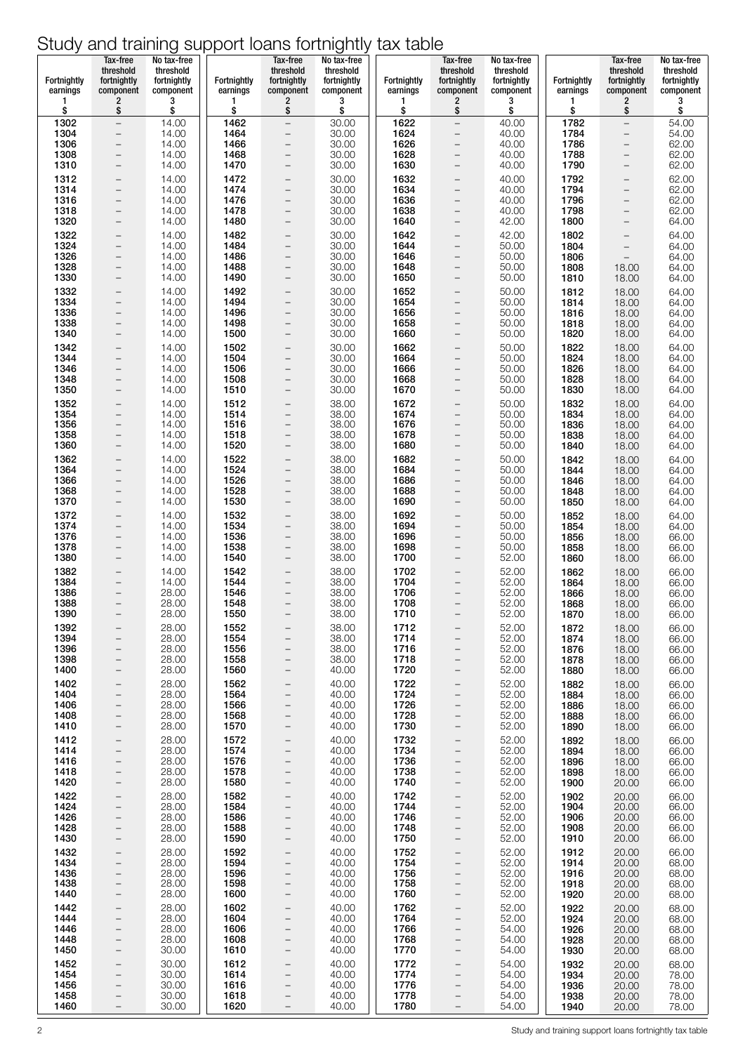# Study and training support loans fortnightly tax table

| Fortnightly earnings 1 $ | Tax-free threshold fortnightly component 2 $ | No tax-free threshold fortnightly component 3 $ | Fortnightly earnings 1 $ | Tax-free threshold fortnightly component 2 $ | No tax-free threshold fortnightly component 3 $ | Fortnightly earnings 1 $ | Tax-free threshold fortnightly component 2 $ | No tax-free threshold fortnightly component 3 $ | Fortnightly earnings 1 $ | Tax-free threshold fortnightly component 2 $ | No tax-free threshold fortnightly component 3 $ |
|---|---|---|---|---|---|---|---|---|---|---|---|
| 1302 | – | 14.00 | 1462 | – | 30.00 | 1622 | – | 40.00 | 1782 | – | 54.00 |
| 1304 | – | 14.00 | 1464 | – | 30.00 | 1624 | – | 40.00 | 1784 | – | 54.00 |
| 1306 | – | 14.00 | 1466 | – | 30.00 | 1626 | – | 40.00 | 1786 | – | 62.00 |
| 1308 | – | 14.00 | 1468 | – | 30.00 | 1628 | – | 40.00 | 1788 | – | 62.00 |
| 1310 | – | 14.00 | 1470 | – | 30.00 | 1630 | – | 40.00 | 1790 | – | 62.00 |
| 1312 | – | 14.00 | 1472 | – | 30.00 | 1632 | – | 40.00 | 1792 | – | 62.00 |
| 1314 | – | 14.00 | 1474 | – | 30.00 | 1634 | – | 40.00 | 1794 | – | 62.00 |
| 1316 | – | 14.00 | 1476 | – | 30.00 | 1636 | – | 40.00 | 1796 | – | 62.00 |
| 1318 | – | 14.00 | 1478 | – | 30.00 | 1638 | – | 40.00 | 1798 | – | 62.00 |
| 1320 | – | 14.00 | 1480 | – | 30.00 | 1640 | – | 42.00 | 1800 | – | 64.00 |
| 1322 | – | 14.00 | 1482 | – | 30.00 | 1642 | – | 42.00 | 1802 | – | 64.00 |
| 1324 | – | 14.00 | 1484 | – | 30.00 | 1644 | – | 50.00 | 1804 | – | 64.00 |
| 1326 | – | 14.00 | 1486 | – | 30.00 | 1646 | – | 50.00 | 1806 | – | 64.00 |
| 1328 | – | 14.00 | 1488 | – | 30.00 | 1648 | – | 50.00 | 1808 | 18.00 | 64.00 |
| 1330 | – | 14.00 | 1490 | – | 30.00 | 1650 | – | 50.00 | 1810 | 18.00 | 64.00 |
| 1332 | – | 14.00 | 1492 | – | 30.00 | 1652 | – | 50.00 | 1812 | 18.00 | 64.00 |
| 1334 | – | 14.00 | 1494 | – | 30.00 | 1654 | – | 50.00 | 1814 | 18.00 | 64.00 |
| 1336 | – | 14.00 | 1496 | – | 30.00 | 1656 | – | 50.00 | 1816 | 18.00 | 64.00 |
| 1338 | – | 14.00 | 1498 | – | 30.00 | 1658 | – | 50.00 | 1818 | 18.00 | 64.00 |
| 1340 | – | 14.00 | 1500 | – | 30.00 | 1660 | – | 50.00 | 1820 | 18.00 | 64.00 |
| 1342 | – | 14.00 | 1502 | – | 30.00 | 1662 | – | 50.00 | 1822 | 18.00 | 64.00 |
| 1344 | – | 14.00 | 1504 | – | 30.00 | 1664 | – | 50.00 | 1824 | 18.00 | 64.00 |
| 1346 | – | 14.00 | 1506 | – | 30.00 | 1666 | – | 50.00 | 1826 | 18.00 | 64.00 |
| 1348 | – | 14.00 | 1508 | – | 30.00 | 1668 | – | 50.00 | 1828 | 18.00 | 64.00 |
| 1350 | – | 14.00 | 1510 | – | 30.00 | 1670 | – | 50.00 | 1830 | 18.00 | 64.00 |
| 1352 | – | 14.00 | 1512 | – | 38.00 | 1672 | – | 50.00 | 1832 | 18.00 | 64.00 |
| 1354 | – | 14.00 | 1514 | – | 38.00 | 1674 | – | 50.00 | 1834 | 18.00 | 64.00 |
| 1356 | – | 14.00 | 1516 | – | 38.00 | 1676 | – | 50.00 | 1836 | 18.00 | 64.00 |
| 1358 | – | 14.00 | 1518 | – | 38.00 | 1678 | – | 50.00 | 1838 | 18.00 | 64.00 |
| 1360 | – | 14.00 | 1520 | – | 38.00 | 1680 | – | 50.00 | 1840 | 18.00 | 64.00 |
| 1362 | – | 14.00 | 1522 | – | 38.00 | 1682 | – | 50.00 | 1842 | 18.00 | 64.00 |
| 1364 | – | 14.00 | 1524 | – | 38.00 | 1684 | – | 50.00 | 1844 | 18.00 | 64.00 |
| 1366 | – | 14.00 | 1526 | – | 38.00 | 1686 | – | 50.00 | 1846 | 18.00 | 64.00 |
| 1368 | – | 14.00 | 1528 | – | 38.00 | 1688 | – | 50.00 | 1848 | 18.00 | 64.00 |
| 1370 | – | 14.00 | 1530 | – | 38.00 | 1690 | – | 50.00 | 1850 | 18.00 | 64.00 |
| 1372 | – | 14.00 | 1532 | – | 38.00 | 1692 | – | 50.00 | 1852 | 18.00 | 64.00 |
| 1374 | – | 14.00 | 1534 | – | 38.00 | 1694 | – | 50.00 | 1854 | 18.00 | 64.00 |
| 1376 | – | 14.00 | 1536 | – | 38.00 | 1696 | – | 50.00 | 1856 | 18.00 | 66.00 |
| 1378 | – | 14.00 | 1538 | – | 38.00 | 1698 | – | 50.00 | 1858 | 18.00 | 66.00 |
| 1380 | – | 14.00 | 1540 | – | 38.00 | 1700 | – | 52.00 | 1860 | 18.00 | 66.00 |
| 1382 | – | 14.00 | 1542 | – | 38.00 | 1702 | – | 52.00 | 1862 | 18.00 | 66.00 |
| 1384 | – | 14.00 | 1544 | – | 38.00 | 1704 | – | 52.00 | 1864 | 18.00 | 66.00 |
| 1386 | – | 28.00 | 1546 | – | 38.00 | 1706 | – | 52.00 | 1866 | 18.00 | 66.00 |
| 1388 | – | 28.00 | 1548 | – | 38.00 | 1708 | – | 52.00 | 1868 | 18.00 | 66.00 |
| 1390 | – | 28.00 | 1550 | – | 38.00 | 1710 | – | 52.00 | 1870 | 18.00 | 66.00 |
| 1392 | – | 28.00 | 1552 | – | 38.00 | 1712 | – | 52.00 | 1872 | 18.00 | 66.00 |
| 1394 | – | 28.00 | 1554 | – | 38.00 | 1714 | – | 52.00 | 1874 | 18.00 | 66.00 |
| 1396 | – | 28.00 | 1556 | – | 38.00 | 1716 | – | 52.00 | 1876 | 18.00 | 66.00 |
| 1398 | – | 28.00 | 1558 | – | 38.00 | 1718 | – | 52.00 | 1878 | 18.00 | 66.00 |
| 1400 | – | 28.00 | 1560 | – | 40.00 | 1720 | – | 52.00 | 1880 | 18.00 | 66.00 |
| 1402 | – | 28.00 | 1562 | – | 40.00 | 1722 | – | 52.00 | 1882 | 18.00 | 66.00 |
| 1404 | – | 28.00 | 1564 | – | 40.00 | 1724 | – | 52.00 | 1884 | 18.00 | 66.00 |
| 1406 | – | 28.00 | 1566 | – | 40.00 | 1726 | – | 52.00 | 1886 | 18.00 | 66.00 |
| 1408 | – | 28.00 | 1568 | – | 40.00 | 1728 | – | 52.00 | 1888 | 18.00 | 66.00 |
| 1410 | – | 28.00 | 1570 | – | 40.00 | 1730 | – | 52.00 | 1890 | 18.00 | 66.00 |
| 1412 | – | 28.00 | 1572 | – | 40.00 | 1732 | – | 52.00 | 1892 | 18.00 | 66.00 |
| 1414 | – | 28.00 | 1574 | – | 40.00 | 1734 | – | 52.00 | 1894 | 18.00 | 66.00 |
| 1416 | – | 28.00 | 1576 | – | 40.00 | 1736 | – | 52.00 | 1896 | 18.00 | 66.00 |
| 1418 | – | 28.00 | 1578 | – | 40.00 | 1738 | – | 52.00 | 1898 | 18.00 | 66.00 |
| 1420 | – | 28.00 | 1580 | – | 40.00 | 1740 | – | 52.00 | 1900 | 20.00 | 66.00 |
| 1422 | – | 28.00 | 1582 | – | 40.00 | 1742 | – | 52.00 | 1902 | 20.00 | 66.00 |
| 1424 | – | 28.00 | 1584 | – | 40.00 | 1744 | – | 52.00 | 1904 | 20.00 | 66.00 |
| 1426 | – | 28.00 | 1586 | – | 40.00 | 1746 | – | 52.00 | 1906 | 20.00 | 66.00 |
| 1428 | – | 28.00 | 1588 | – | 40.00 | 1748 | – | 52.00 | 1908 | 20.00 | 66.00 |
| 1430 | – | 28.00 | 1590 | – | 40.00 | 1750 | – | 52.00 | 1910 | 20.00 | 66.00 |
| 1432 | – | 28.00 | 1592 | – | 40.00 | 1752 | – | 52.00 | 1912 | 20.00 | 66.00 |
| 1434 | – | 28.00 | 1594 | – | 40.00 | 1754 | – | 52.00 | 1914 | 20.00 | 68.00 |
| 1436 | – | 28.00 | 1596 | – | 40.00 | 1756 | – | 52.00 | 1916 | 20.00 | 68.00 |
| 1438 | – | 28.00 | 1598 | – | 40.00 | 1758 | – | 52.00 | 1918 | 20.00 | 68.00 |
| 1440 | – | 28.00 | 1600 | – | 40.00 | 1760 | – | 52.00 | 1920 | 20.00 | 68.00 |
| 1442 | – | 28.00 | 1602 | – | 40.00 | 1762 | – | 52.00 | 1922 | 20.00 | 68.00 |
| 1444 | – | 28.00 | 1604 | – | 40.00 | 1764 | – | 52.00 | 1924 | 20.00 | 68.00 |
| 1446 | – | 28.00 | 1606 | – | 40.00 | 1766 | – | 54.00 | 1926 | 20.00 | 68.00 |
| 1448 | – | 28.00 | 1608 | – | 40.00 | 1768 | – | 54.00 | 1928 | 20.00 | 68.00 |
| 1450 | – | 30.00 | 1610 | – | 40.00 | 1770 | – | 54.00 | 1930 | 20.00 | 68.00 |
| 1452 | – | 30.00 | 1612 | – | 40.00 | 1772 | – | 54.00 | 1932 | 20.00 | 68.00 |
| 1454 | – | 30.00 | 1614 | – | 40.00 | 1774 | – | 54.00 | 1934 | 20.00 | 78.00 |
| 1456 | – | 30.00 | 1616 | – | 40.00 | 1776 | – | 54.00 | 1936 | 20.00 | 78.00 |
| 1458 | – | 30.00 | 1618 | – | 40.00 | 1778 | – | 54.00 | 1938 | 20.00 | 78.00 |
| 1460 | – | 30.00 | 1620 | – | 40.00 | 1780 | – | 54.00 | 1940 | 20.00 | 78.00 |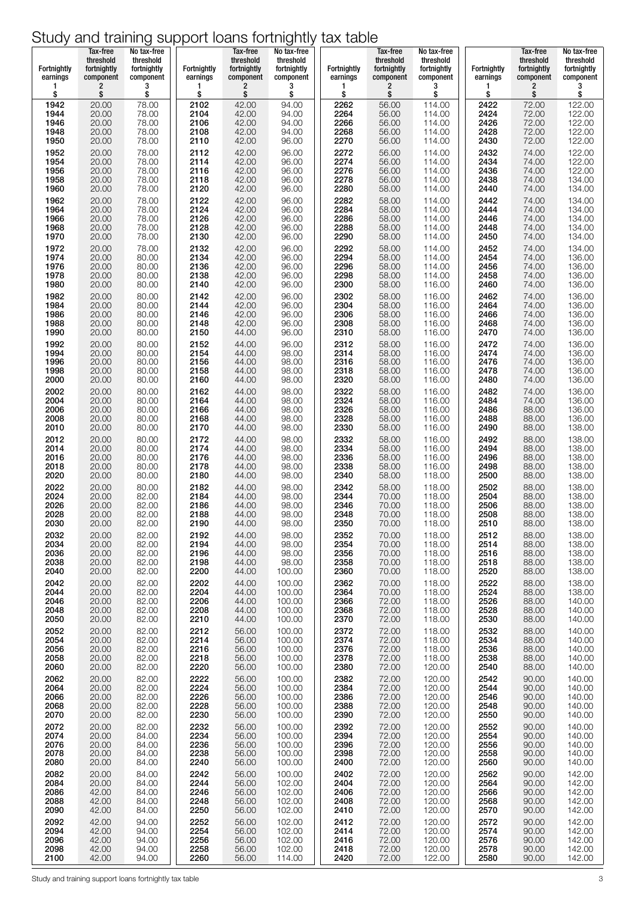# Study and training support loans fortnightly tax table

| Fortnightly earnings 1 $ | Tax-free threshold fortnightly component 2 $ | No tax-free threshold fortnightly component 3 $ | Fortnightly earnings 1 $ | Tax-free threshold fortnightly component 2 $ | No tax-free threshold fortnightly component 3 $ | Fortnightly earnings 1 $ | Tax-free threshold fortnightly component 2 $ | No tax-free threshold fortnightly component 3 $ | Fortnightly earnings 1 $ | Tax-free threshold fortnightly component 2 $ | No tax-free threshold fortnightly component 3 $ |
|---|---|---|---|---|---|---|---|---|---|---|---|
| 1942 | 20.00 | 78.00 | 2102 | 42.00 | 94.00 | 2262 | 56.00 | 114.00 | 2422 | 72.00 | 122.00 |
| 1944 | 20.00 | 78.00 | 2104 | 42.00 | 94.00 | 2264 | 56.00 | 114.00 | 2424 | 72.00 | 122.00 |
| 1946 | 20.00 | 78.00 | 2106 | 42.00 | 94.00 | 2266 | 56.00 | 114.00 | 2426 | 72.00 | 122.00 |
| 1948 | 20.00 | 78.00 | 2108 | 42.00 | 94.00 | 2268 | 56.00 | 114.00 | 2428 | 72.00 | 122.00 |
| 1950 | 20.00 | 78.00 | 2110 | 42.00 | 96.00 | 2270 | 56.00 | 114.00 | 2430 | 72.00 | 122.00 |
| 1952 | 20.00 | 78.00 | 2112 | 42.00 | 96.00 | 2272 | 56.00 | 114.00 | 2432 | 74.00 | 122.00 |
| 1954 | 20.00 | 78.00 | 2114 | 42.00 | 96.00 | 2274 | 56.00 | 114.00 | 2434 | 74.00 | 122.00 |
| 1956 | 20.00 | 78.00 | 2116 | 42.00 | 96.00 | 2276 | 56.00 | 114.00 | 2436 | 74.00 | 122.00 |
| 1958 | 20.00 | 78.00 | 2118 | 42.00 | 96.00 | 2278 | 56.00 | 114.00 | 2438 | 74.00 | 134.00 |
| 1960 | 20.00 | 78.00 | 2120 | 42.00 | 96.00 | 2280 | 58.00 | 114.00 | 2440 | 74.00 | 134.00 |
| 1962 | 20.00 | 78.00 | 2122 | 42.00 | 96.00 | 2282 | 58.00 | 114.00 | 2442 | 74.00 | 134.00 |
| 1964 | 20.00 | 78.00 | 2124 | 42.00 | 96.00 | 2284 | 58.00 | 114.00 | 2444 | 74.00 | 134.00 |
| 1966 | 20.00 | 78.00 | 2126 | 42.00 | 96.00 | 2286 | 58.00 | 114.00 | 2446 | 74.00 | 134.00 |
| 1968 | 20.00 | 78.00 | 2128 | 42.00 | 96.00 | 2288 | 58.00 | 114.00 | 2448 | 74.00 | 134.00 |
| 1970 | 20.00 | 78.00 | 2130 | 42.00 | 96.00 | 2290 | 58.00 | 114.00 | 2450 | 74.00 | 134.00 |
| 1972 | 20.00 | 78.00 | 2132 | 42.00 | 96.00 | 2292 | 58.00 | 114.00 | 2452 | 74.00 | 134.00 |
| 1974 | 20.00 | 80.00 | 2134 | 42.00 | 96.00 | 2294 | 58.00 | 114.00 | 2454 | 74.00 | 136.00 |
| 1976 | 20.00 | 80.00 | 2136 | 42.00 | 96.00 | 2296 | 58.00 | 114.00 | 2456 | 74.00 | 136.00 |
| 1978 | 20.00 | 80.00 | 2138 | 42.00 | 96.00 | 2298 | 58.00 | 114.00 | 2458 | 74.00 | 136.00 |
| 1980 | 20.00 | 80.00 | 2140 | 42.00 | 96.00 | 2300 | 58.00 | 116.00 | 2460 | 74.00 | 136.00 |
| 1982 | 20.00 | 80.00 | 2142 | 42.00 | 96.00 | 2302 | 58.00 | 116.00 | 2462 | 74.00 | 136.00 |
| 1984 | 20.00 | 80.00 | 2144 | 42.00 | 96.00 | 2304 | 58.00 | 116.00 | 2464 | 74.00 | 136.00 |
| 1986 | 20.00 | 80.00 | 2146 | 42.00 | 96.00 | 2306 | 58.00 | 116.00 | 2466 | 74.00 | 136.00 |
| 1988 | 20.00 | 80.00 | 2148 | 42.00 | 96.00 | 2308 | 58.00 | 116.00 | 2468 | 74.00 | 136.00 |
| 1990 | 20.00 | 80.00 | 2150 | 44.00 | 96.00 | 2310 | 58.00 | 116.00 | 2470 | 74.00 | 136.00 |
| 1992 | 20.00 | 80.00 | 2152 | 44.00 | 96.00 | 2312 | 58.00 | 116.00 | 2472 | 74.00 | 136.00 |
| 1994 | 20.00 | 80.00 | 2154 | 44.00 | 98.00 | 2314 | 58.00 | 116.00 | 2474 | 74.00 | 136.00 |
| 1996 | 20.00 | 80.00 | 2156 | 44.00 | 98.00 | 2316 | 58.00 | 116.00 | 2476 | 74.00 | 136.00 |
| 1998 | 20.00 | 80.00 | 2158 | 44.00 | 98.00 | 2318 | 58.00 | 116.00 | 2478 | 74.00 | 136.00 |
| 2000 | 20.00 | 80.00 | 2160 | 44.00 | 98.00 | 2320 | 58.00 | 116.00 | 2480 | 74.00 | 136.00 |
| 2002 | 20.00 | 80.00 | 2162 | 44.00 | 98.00 | 2322 | 58.00 | 116.00 | 2482 | 74.00 | 136.00 |
| 2004 | 20.00 | 80.00 | 2164 | 44.00 | 98.00 | 2324 | 58.00 | 116.00 | 2484 | 74.00 | 136.00 |
| 2006 | 20.00 | 80.00 | 2166 | 44.00 | 98.00 | 2326 | 58.00 | 116.00 | 2486 | 88.00 | 136.00 |
| 2008 | 20.00 | 80.00 | 2168 | 44.00 | 98.00 | 2328 | 58.00 | 116.00 | 2488 | 88.00 | 136.00 |
| 2010 | 20.00 | 80.00 | 2170 | 44.00 | 98.00 | 2330 | 58.00 | 116.00 | 2490 | 88.00 | 138.00 |
| 2012 | 20.00 | 80.00 | 2172 | 44.00 | 98.00 | 2332 | 58.00 | 116.00 | 2492 | 88.00 | 138.00 |
| 2014 | 20.00 | 80.00 | 2174 | 44.00 | 98.00 | 2334 | 58.00 | 116.00 | 2494 | 88.00 | 138.00 |
| 2016 | 20.00 | 80.00 | 2176 | 44.00 | 98.00 | 2336 | 58.00 | 116.00 | 2496 | 88.00 | 138.00 |
| 2018 | 20.00 | 80.00 | 2178 | 44.00 | 98.00 | 2338 | 58.00 | 116.00 | 2498 | 88.00 | 138.00 |
| 2020 | 20.00 | 80.00 | 2180 | 44.00 | 98.00 | 2340 | 58.00 | 118.00 | 2500 | 88.00 | 138.00 |
| 2022 | 20.00 | 80.00 | 2182 | 44.00 | 98.00 | 2342 | 58.00 | 118.00 | 2502 | 88.00 | 138.00 |
| 2024 | 20.00 | 82.00 | 2184 | 44.00 | 98.00 | 2344 | 70.00 | 118.00 | 2504 | 88.00 | 138.00 |
| 2026 | 20.00 | 82.00 | 2186 | 44.00 | 98.00 | 2346 | 70.00 | 118.00 | 2506 | 88.00 | 138.00 |
| 2028 | 20.00 | 82.00 | 2188 | 44.00 | 98.00 | 2348 | 70.00 | 118.00 | 2508 | 88.00 | 138.00 |
| 2030 | 20.00 | 82.00 | 2190 | 44.00 | 98.00 | 2350 | 70.00 | 118.00 | 2510 | 88.00 | 138.00 |
| 2032 | 20.00 | 82.00 | 2192 | 44.00 | 98.00 | 2352 | 70.00 | 118.00 | 2512 | 88.00 | 138.00 |
| 2034 | 20.00 | 82.00 | 2194 | 44.00 | 98.00 | 2354 | 70.00 | 118.00 | 2514 | 88.00 | 138.00 |
| 2036 | 20.00 | 82.00 | 2196 | 44.00 | 98.00 | 2356 | 70.00 | 118.00 | 2516 | 88.00 | 138.00 |
| 2038 | 20.00 | 82.00 | 2198 | 44.00 | 98.00 | 2358 | 70.00 | 118.00 | 2518 | 88.00 | 138.00 |
| 2040 | 20.00 | 82.00 | 2200 | 44.00 | 100.00 | 2360 | 70.00 | 118.00 | 2520 | 88.00 | 138.00 |
| 2042 | 20.00 | 82.00 | 2202 | 44.00 | 100.00 | 2362 | 70.00 | 118.00 | 2522 | 88.00 | 138.00 |
| 2044 | 20.00 | 82.00 | 2204 | 44.00 | 100.00 | 2364 | 70.00 | 118.00 | 2524 | 88.00 | 138.00 |
| 2046 | 20.00 | 82.00 | 2206 | 44.00 | 100.00 | 2366 | 72.00 | 118.00 | 2526 | 88.00 | 140.00 |
| 2048 | 20.00 | 82.00 | 2208 | 44.00 | 100.00 | 2368 | 72.00 | 118.00 | 2528 | 88.00 | 140.00 |
| 2050 | 20.00 | 82.00 | 2210 | 44.00 | 100.00 | 2370 | 72.00 | 118.00 | 2530 | 88.00 | 140.00 |
| 2052 | 20.00 | 82.00 | 2212 | 56.00 | 100.00 | 2372 | 72.00 | 118.00 | 2532 | 88.00 | 140.00 |
| 2054 | 20.00 | 82.00 | 2214 | 56.00 | 100.00 | 2374 | 72.00 | 118.00 | 2534 | 88.00 | 140.00 |
| 2056 | 20.00 | 82.00 | 2216 | 56.00 | 100.00 | 2376 | 72.00 | 118.00 | 2536 | 88.00 | 140.00 |
| 2058 | 20.00 | 82.00 | 2218 | 56.00 | 100.00 | 2378 | 72.00 | 118.00 | 2538 | 88.00 | 140.00 |
| 2060 | 20.00 | 82.00 | 2220 | 56.00 | 100.00 | 2380 | 72.00 | 120.00 | 2540 | 88.00 | 140.00 |
| 2062 | 20.00 | 82.00 | 2222 | 56.00 | 100.00 | 2382 | 72.00 | 120.00 | 2542 | 90.00 | 140.00 |
| 2064 | 20.00 | 82.00 | 2224 | 56.00 | 100.00 | 2384 | 72.00 | 120.00 | 2544 | 90.00 | 140.00 |
| 2066 | 20.00 | 82.00 | 2226 | 56.00 | 100.00 | 2386 | 72.00 | 120.00 | 2546 | 90.00 | 140.00 |
| 2068 | 20.00 | 82.00 | 2228 | 56.00 | 100.00 | 2388 | 72.00 | 120.00 | 2548 | 90.00 | 140.00 |
| 2070 | 20.00 | 82.00 | 2230 | 56.00 | 100.00 | 2390 | 72.00 | 120.00 | 2550 | 90.00 | 140.00 |
| 2072 | 20.00 | 82.00 | 2232 | 56.00 | 100.00 | 2392 | 72.00 | 120.00 | 2552 | 90.00 | 140.00 |
| 2074 | 20.00 | 84.00 | 2234 | 56.00 | 100.00 | 2394 | 72.00 | 120.00 | 2554 | 90.00 | 140.00 |
| 2076 | 20.00 | 84.00 | 2236 | 56.00 | 100.00 | 2396 | 72.00 | 120.00 | 2556 | 90.00 | 140.00 |
| 2078 | 20.00 | 84.00 | 2238 | 56.00 | 100.00 | 2398 | 72.00 | 120.00 | 2558 | 90.00 | 140.00 |
| 2080 | 20.00 | 84.00 | 2240 | 56.00 | 100.00 | 2400 | 72.00 | 120.00 | 2560 | 90.00 | 140.00 |
| 2082 | 20.00 | 84.00 | 2242 | 56.00 | 100.00 | 2402 | 72.00 | 120.00 | 2562 | 90.00 | 142.00 |
| 2084 | 20.00 | 84.00 | 2244 | 56.00 | 102.00 | 2404 | 72.00 | 120.00 | 2564 | 90.00 | 142.00 |
| 2086 | 42.00 | 84.00 | 2246 | 56.00 | 102.00 | 2406 | 72.00 | 120.00 | 2566 | 90.00 | 142.00 |
| 2088 | 42.00 | 84.00 | 2248 | 56.00 | 102.00 | 2408 | 72.00 | 120.00 | 2568 | 90.00 | 142.00 |
| 2090 | 42.00 | 84.00 | 2250 | 56.00 | 102.00 | 2410 | 72.00 | 120.00 | 2570 | 90.00 | 142.00 |
| 2092 | 42.00 | 94.00 | 2252 | 56.00 | 102.00 | 2412 | 72.00 | 120.00 | 2572 | 90.00 | 142.00 |
| 2094 | 42.00 | 94.00 | 2254 | 56.00 | 102.00 | 2414 | 72.00 | 120.00 | 2574 | 90.00 | 142.00 |
| 2096 | 42.00 | 94.00 | 2256 | 56.00 | 102.00 | 2416 | 72.00 | 120.00 | 2576 | 90.00 | 142.00 |
| 2098 | 42.00 | 94.00 | 2258 | 56.00 | 102.00 | 2418 | 72.00 | 120.00 | 2578 | 90.00 | 142.00 |
| 2100 | 42.00 | 94.00 | 2260 | 56.00 | 114.00 | 2420 | 72.00 | 122.00 | 2580 | 90.00 | 142.00 |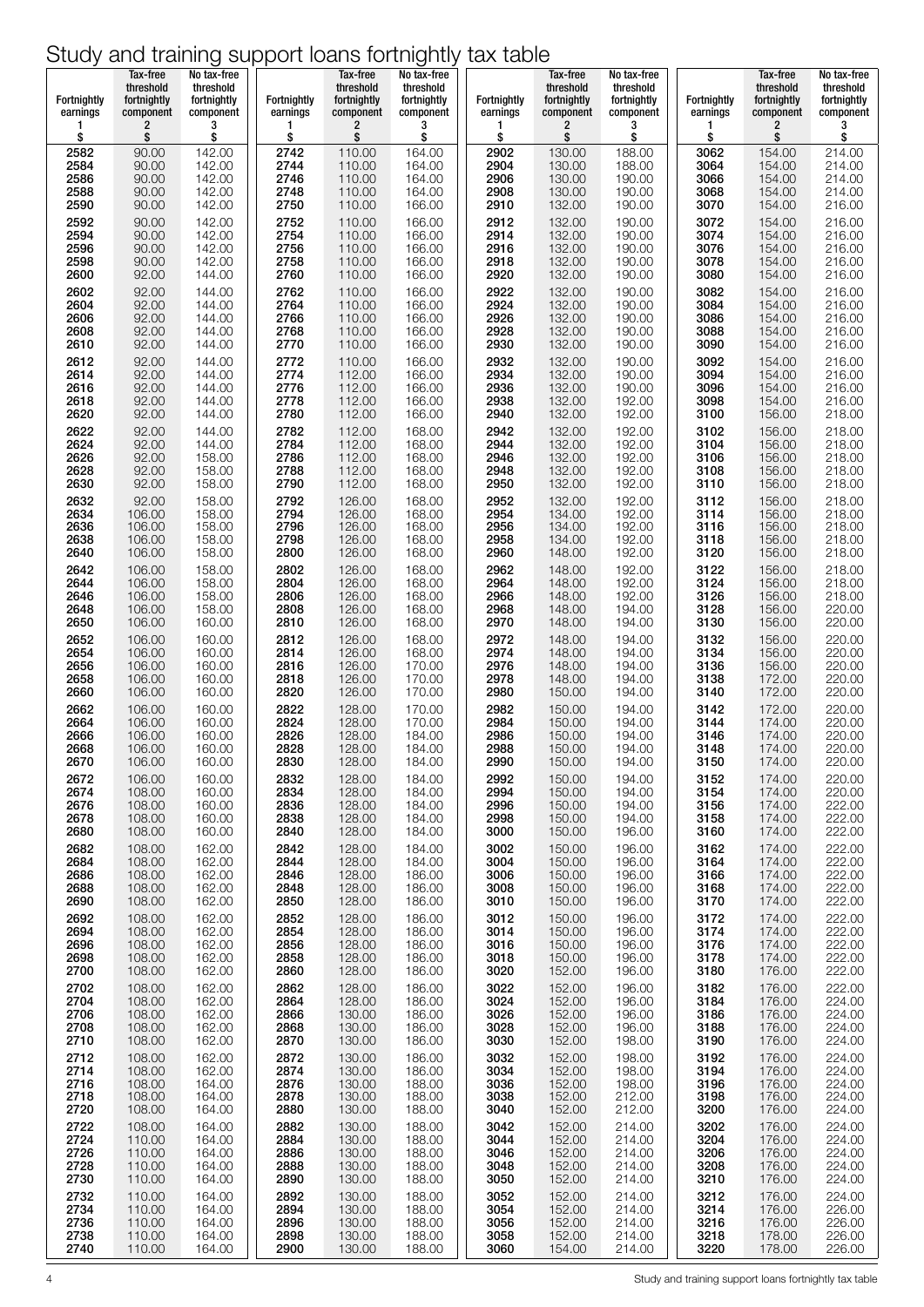# Study and training support loans fortnightly tax table

| Fortnightly earnings 1 $ | Tax-free threshold fortnightly component 2 $ | No tax-free threshold fortnightly component 3 $ | Fortnightly earnings 1 $ | Tax-free threshold fortnightly component 2 $ | No tax-free threshold fortnightly component 3 $ | Fortnightly earnings 1 $ | Tax-free threshold fortnightly component 2 $ | No tax-free threshold fortnightly component 3 $ | Fortnightly earnings 1 $ | Tax-free threshold fortnightly component 2 $ | No tax-free threshold fortnightly component 3 $ |
|---|---|---|---|---|---|---|---|---|---|---|---|
| 2582 | 90.00 | 142.00 | 2742 | 110.00 | 164.00 | 2902 | 130.00 | 188.00 | 3062 | 154.00 | 214.00 |
| 2584 | 90.00 | 142.00 | 2744 | 110.00 | 164.00 | 2904 | 130.00 | 188.00 | 3064 | 154.00 | 214.00 |
| 2586 | 90.00 | 142.00 | 2746 | 110.00 | 164.00 | 2906 | 130.00 | 190.00 | 3066 | 154.00 | 214.00 |
| 2588 | 90.00 | 142.00 | 2748 | 110.00 | 164.00 | 2908 | 130.00 | 190.00 | 3068 | 154.00 | 214.00 |
| 2590 | 90.00 | 142.00 | 2750 | 110.00 | 166.00 | 2910 | 132.00 | 190.00 | 3070 | 154.00 | 216.00 |
| 2592 | 90.00 | 142.00 | 2752 | 110.00 | 166.00 | 2912 | 132.00 | 190.00 | 3072 | 154.00 | 216.00 |
| 2594 | 90.00 | 142.00 | 2754 | 110.00 | 166.00 | 2914 | 132.00 | 190.00 | 3074 | 154.00 | 216.00 |
| 2596 | 90.00 | 142.00 | 2756 | 110.00 | 166.00 | 2916 | 132.00 | 190.00 | 3076 | 154.00 | 216.00 |
| 2598 | 90.00 | 142.00 | 2758 | 110.00 | 166.00 | 2918 | 132.00 | 190.00 | 3078 | 154.00 | 216.00 |
| 2600 | 92.00 | 144.00 | 2760 | 110.00 | 166.00 | 2920 | 132.00 | 190.00 | 3080 | 154.00 | 216.00 |
| 2602 | 92.00 | 144.00 | 2762 | 110.00 | 166.00 | 2922 | 132.00 | 190.00 | 3082 | 154.00 | 216.00 |
| 2604 | 92.00 | 144.00 | 2764 | 110.00 | 166.00 | 2924 | 132.00 | 190.00 | 3084 | 154.00 | 216.00 |
| 2606 | 92.00 | 144.00 | 2766 | 110.00 | 166.00 | 2926 | 132.00 | 190.00 | 3086 | 154.00 | 216.00 |
| 2608 | 92.00 | 144.00 | 2768 | 110.00 | 166.00 | 2928 | 132.00 | 190.00 | 3088 | 154.00 | 216.00 |
| 2610 | 92.00 | 144.00 | 2770 | 110.00 | 166.00 | 2930 | 132.00 | 190.00 | 3090 | 154.00 | 216.00 |
| 2612 | 92.00 | 144.00 | 2772 | 110.00 | 166.00 | 2932 | 132.00 | 190.00 | 3092 | 154.00 | 216.00 |
| 2614 | 92.00 | 144.00 | 2774 | 112.00 | 166.00 | 2934 | 132.00 | 190.00 | 3094 | 154.00 | 216.00 |
| 2616 | 92.00 | 144.00 | 2776 | 112.00 | 166.00 | 2936 | 132.00 | 190.00 | 3096 | 154.00 | 216.00 |
| 2618 | 92.00 | 144.00 | 2778 | 112.00 | 166.00 | 2938 | 132.00 | 192.00 | 3098 | 154.00 | 216.00 |
| 2620 | 92.00 | 144.00 | 2780 | 112.00 | 166.00 | 2940 | 132.00 | 192.00 | 3100 | 156.00 | 218.00 |
| 2622 | 92.00 | 144.00 | 2782 | 112.00 | 168.00 | 2942 | 132.00 | 192.00 | 3102 | 156.00 | 218.00 |
| 2624 | 92.00 | 144.00 | 2784 | 112.00 | 168.00 | 2944 | 132.00 | 192.00 | 3104 | 156.00 | 218.00 |
| 2626 | 92.00 | 158.00 | 2786 | 112.00 | 168.00 | 2946 | 132.00 | 192.00 | 3106 | 156.00 | 218.00 |
| 2628 | 92.00 | 158.00 | 2788 | 112.00 | 168.00 | 2948 | 132.00 | 192.00 | 3108 | 156.00 | 218.00 |
| 2630 | 92.00 | 158.00 | 2790 | 112.00 | 168.00 | 2950 | 132.00 | 192.00 | 3110 | 156.00 | 218.00 |
| 2632 | 92.00 | 158.00 | 2792 | 126.00 | 168.00 | 2952 | 132.00 | 192.00 | 3112 | 156.00 | 218.00 |
| 2634 | 106.00 | 158.00 | 2794 | 126.00 | 168.00 | 2954 | 134.00 | 192.00 | 3114 | 156.00 | 218.00 |
| 2636 | 106.00 | 158.00 | 2796 | 126.00 | 168.00 | 2956 | 134.00 | 192.00 | 3116 | 156.00 | 218.00 |
| 2638 | 106.00 | 158.00 | 2798 | 126.00 | 168.00 | 2958 | 134.00 | 192.00 | 3118 | 156.00 | 218.00 |
| 2640 | 106.00 | 158.00 | 2800 | 126.00 | 168.00 | 2960 | 148.00 | 192.00 | 3120 | 156.00 | 218.00 |
| 2642 | 106.00 | 158.00 | 2802 | 126.00 | 168.00 | 2962 | 148.00 | 192.00 | 3122 | 156.00 | 218.00 |
| 2644 | 106.00 | 158.00 | 2804 | 126.00 | 168.00 | 2964 | 148.00 | 192.00 | 3124 | 156.00 | 218.00 |
| 2646 | 106.00 | 158.00 | 2806 | 126.00 | 168.00 | 2966 | 148.00 | 192.00 | 3126 | 156.00 | 218.00 |
| 2648 | 106.00 | 158.00 | 2808 | 126.00 | 168.00 | 2968 | 148.00 | 194.00 | 3128 | 156.00 | 220.00 |
| 2650 | 106.00 | 160.00 | 2810 | 126.00 | 168.00 | 2970 | 148.00 | 194.00 | 3130 | 156.00 | 220.00 |
| 2652 | 106.00 | 160.00 | 2812 | 126.00 | 168.00 | 2972 | 148.00 | 194.00 | 3132 | 156.00 | 220.00 |
| 2654 | 106.00 | 160.00 | 2814 | 126.00 | 168.00 | 2974 | 148.00 | 194.00 | 3134 | 156.00 | 220.00 |
| 2656 | 106.00 | 160.00 | 2816 | 126.00 | 170.00 | 2976 | 148.00 | 194.00 | 3136 | 156.00 | 220.00 |
| 2658 | 106.00 | 160.00 | 2818 | 126.00 | 170.00 | 2978 | 148.00 | 194.00 | 3138 | 172.00 | 220.00 |
| 2660 | 106.00 | 160.00 | 2820 | 126.00 | 170.00 | 2980 | 150.00 | 194.00 | 3140 | 172.00 | 220.00 |
| 2662 | 106.00 | 160.00 | 2822 | 128.00 | 170.00 | 2982 | 150.00 | 194.00 | 3142 | 172.00 | 220.00 |
| 2664 | 106.00 | 160.00 | 2824 | 128.00 | 170.00 | 2984 | 150.00 | 194.00 | 3144 | 174.00 | 220.00 |
| 2666 | 106.00 | 160.00 | 2826 | 128.00 | 184.00 | 2986 | 150.00 | 194.00 | 3146 | 174.00 | 220.00 |
| 2668 | 106.00 | 160.00 | 2828 | 128.00 | 184.00 | 2988 | 150.00 | 194.00 | 3148 | 174.00 | 220.00 |
| 2670 | 106.00 | 160.00 | 2830 | 128.00 | 184.00 | 2990 | 150.00 | 194.00 | 3150 | 174.00 | 220.00 |
| 2672 | 106.00 | 160.00 | 2832 | 128.00 | 184.00 | 2992 | 150.00 | 194.00 | 3152 | 174.00 | 220.00 |
| 2674 | 108.00 | 160.00 | 2834 | 128.00 | 184.00 | 2994 | 150.00 | 194.00 | 3154 | 174.00 | 220.00 |
| 2676 | 108.00 | 160.00 | 2836 | 128.00 | 184.00 | 2996 | 150.00 | 194.00 | 3156 | 174.00 | 222.00 |
| 2678 | 108.00 | 160.00 | 2838 | 128.00 | 184.00 | 2998 | 150.00 | 194.00 | 3158 | 174.00 | 222.00 |
| 2680 | 108.00 | 160.00 | 2840 | 128.00 | 184.00 | 3000 | 150.00 | 196.00 | 3160 | 174.00 | 222.00 |
| 2682 | 108.00 | 162.00 | 2842 | 128.00 | 184.00 | 3002 | 150.00 | 196.00 | 3162 | 174.00 | 222.00 |
| 2684 | 108.00 | 162.00 | 2844 | 128.00 | 184.00 | 3004 | 150.00 | 196.00 | 3164 | 174.00 | 222.00 |
| 2686 | 108.00 | 162.00 | 2846 | 128.00 | 186.00 | 3006 | 150.00 | 196.00 | 3166 | 174.00 | 222.00 |
| 2688 | 108.00 | 162.00 | 2848 | 128.00 | 186.00 | 3008 | 150.00 | 196.00 | 3168 | 174.00 | 222.00 |
| 2690 | 108.00 | 162.00 | 2850 | 128.00 | 186.00 | 3010 | 150.00 | 196.00 | 3170 | 174.00 | 222.00 |
| 2692 | 108.00 | 162.00 | 2852 | 128.00 | 186.00 | 3012 | 150.00 | 196.00 | 3172 | 174.00 | 222.00 |
| 2694 | 108.00 | 162.00 | 2854 | 128.00 | 186.00 | 3014 | 150.00 | 196.00 | 3174 | 174.00 | 222.00 |
| 2696 | 108.00 | 162.00 | 2856 | 128.00 | 186.00 | 3016 | 150.00 | 196.00 | 3176 | 174.00 | 222.00 |
| 2698 | 108.00 | 162.00 | 2858 | 128.00 | 186.00 | 3018 | 150.00 | 196.00 | 3178 | 174.00 | 222.00 |
| 2700 | 108.00 | 162.00 | 2860 | 128.00 | 186.00 | 3020 | 152.00 | 196.00 | 3180 | 176.00 | 222.00 |
| 2702 | 108.00 | 162.00 | 2862 | 128.00 | 186.00 | 3022 | 152.00 | 196.00 | 3182 | 176.00 | 222.00 |
| 2704 | 108.00 | 162.00 | 2864 | 128.00 | 186.00 | 3024 | 152.00 | 196.00 | 3184 | 176.00 | 224.00 |
| 2706 | 108.00 | 162.00 | 2866 | 130.00 | 186.00 | 3026 | 152.00 | 196.00 | 3186 | 176.00 | 224.00 |
| 2708 | 108.00 | 162.00 | 2868 | 130.00 | 186.00 | 3028 | 152.00 | 196.00 | 3188 | 176.00 | 224.00 |
| 2710 | 108.00 | 162.00 | 2870 | 130.00 | 186.00 | 3030 | 152.00 | 198.00 | 3190 | 176.00 | 224.00 |
| 2712 | 108.00 | 162.00 | 2872 | 130.00 | 186.00 | 3032 | 152.00 | 198.00 | 3192 | 176.00 | 224.00 |
| 2714 | 108.00 | 162.00 | 2874 | 130.00 | 186.00 | 3034 | 152.00 | 198.00 | 3194 | 176.00 | 224.00 |
| 2716 | 108.00 | 164.00 | 2876 | 130.00 | 188.00 | 3036 | 152.00 | 198.00 | 3196 | 176.00 | 224.00 |
| 2718 | 108.00 | 164.00 | 2878 | 130.00 | 188.00 | 3038 | 152.00 | 212.00 | 3198 | 176.00 | 224.00 |
| 2720 | 108.00 | 164.00 | 2880 | 130.00 | 188.00 | 3040 | 152.00 | 212.00 | 3200 | 176.00 | 224.00 |
| 2722 | 108.00 | 164.00 | 2882 | 130.00 | 188.00 | 3042 | 152.00 | 214.00 | 3202 | 176.00 | 224.00 |
| 2724 | 110.00 | 164.00 | 2884 | 130.00 | 188.00 | 3044 | 152.00 | 214.00 | 3204 | 176.00 | 224.00 |
| 2726 | 110.00 | 164.00 | 2886 | 130.00 | 188.00 | 3046 | 152.00 | 214.00 | 3206 | 176.00 | 224.00 |
| 2728 | 110.00 | 164.00 | 2888 | 130.00 | 188.00 | 3048 | 152.00 | 214.00 | 3208 | 176.00 | 224.00 |
| 2730 | 110.00 | 164.00 | 2890 | 130.00 | 188.00 | 3050 | 152.00 | 214.00 | 3210 | 176.00 | 224.00 |
| 2732 | 110.00 | 164.00 | 2892 | 130.00 | 188.00 | 3052 | 152.00 | 214.00 | 3212 | 176.00 | 224.00 |
| 2734 | 110.00 | 164.00 | 2894 | 130.00 | 188.00 | 3054 | 152.00 | 214.00 | 3214 | 176.00 | 226.00 |
| 2736 | 110.00 | 164.00 | 2896 | 130.00 | 188.00 | 3056 | 152.00 | 214.00 | 3216 | 176.00 | 226.00 |
| 2738 | 110.00 | 164.00 | 2898 | 130.00 | 188.00 | 3058 | 152.00 | 214.00 | 3218 | 178.00 | 226.00 |
| 2740 | 110.00 | 164.00 | 2900 | 130.00 | 188.00 | 3060 | 154.00 | 214.00 | 3220 | 178.00 | 226.00 |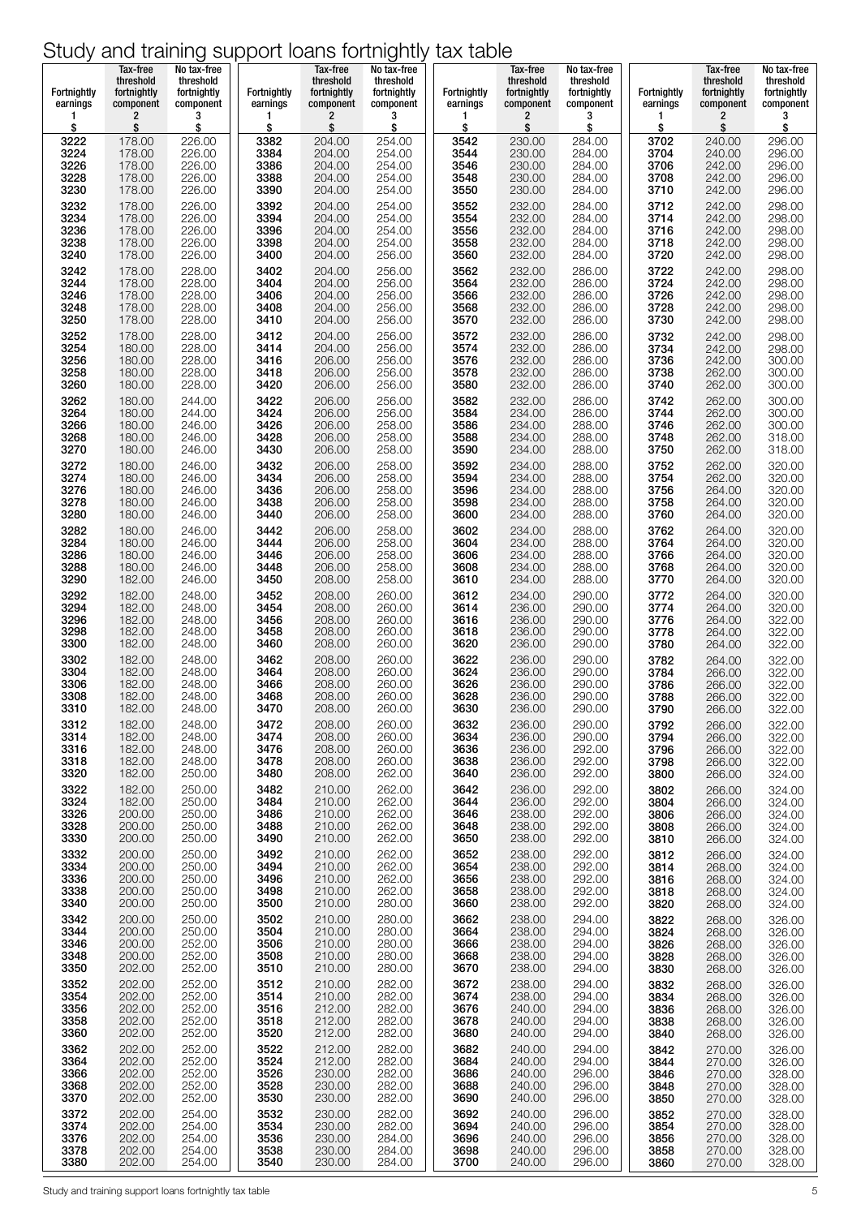# Study and training support loans fortnightly tax table

| Fortnightly earnings 1 $ | Tax-free threshold fortnightly component 2 $ | No tax-free threshold fortnightly component 3 $ |
|---|---|---|
| 3222 | 178.00 | 226.00 |
| 3224 | 178.00 | 226.00 |
| 3226 | 178.00 | 226.00 |
| 3228 | 178.00 | 226.00 |
| 3230 | 178.00 | 226.00 |
| 3232 | 178.00 | 226.00 |
| 3234 | 178.00 | 226.00 |
| 3236 | 178.00 | 226.00 |
| 3238 | 178.00 | 226.00 |
| 3240 | 178.00 | 226.00 |
| 3242 | 178.00 | 228.00 |
| 3244 | 178.00 | 228.00 |
| 3246 | 178.00 | 228.00 |
| 3248 | 178.00 | 228.00 |
| 3250 | 178.00 | 228.00 |
| 3252 | 178.00 | 228.00 |
| 3254 | 180.00 | 228.00 |
| 3256 | 180.00 | 228.00 |
| 3258 | 180.00 | 228.00 |
| 3260 | 180.00 | 228.00 |
| 3262 | 180.00 | 244.00 |
| 3264 | 180.00 | 244.00 |
| 3266 | 180.00 | 246.00 |
| 3268 | 180.00 | 246.00 |
| 3270 | 180.00 | 246.00 |
| 3272 | 180.00 | 246.00 |
| 3274 | 180.00 | 246.00 |
| 3276 | 180.00 | 246.00 |
| 3278 | 180.00 | 246.00 |
| 3280 | 180.00 | 246.00 |
| 3282 | 180.00 | 246.00 |
| 3284 | 180.00 | 246.00 |
| 3286 | 180.00 | 246.00 |
| 3288 | 180.00 | 246.00 |
| 3290 | 182.00 | 246.00 |
| 3292 | 182.00 | 248.00 |
| 3294 | 182.00 | 248.00 |
| 3296 | 182.00 | 248.00 |
| 3298 | 182.00 | 248.00 |
| 3300 | 182.00 | 248.00 |
| 3302 | 182.00 | 248.00 |
| 3304 | 182.00 | 248.00 |
| 3306 | 182.00 | 248.00 |
| 3308 | 182.00 | 248.00 |
| 3310 | 182.00 | 248.00 |
| 3312 | 182.00 | 248.00 |
| 3314 | 182.00 | 248.00 |
| 3316 | 182.00 | 248.00 |
| 3318 | 182.00 | 248.00 |
| 3320 | 182.00 | 250.00 |
| 3322 | 182.00 | 250.00 |
| 3324 | 182.00 | 250.00 |
| 3326 | 200.00 | 250.00 |
| 3328 | 200.00 | 250.00 |
| 3330 | 200.00 | 250.00 |
| 3332 | 200.00 | 250.00 |
| 3334 | 200.00 | 250.00 |
| 3336 | 200.00 | 250.00 |
| 3338 | 200.00 | 250.00 |
| 3340 | 200.00 | 250.00 |
| 3342 | 200.00 | 250.00 |
| 3344 | 200.00 | 250.00 |
| 3346 | 200.00 | 252.00 |
| 3348 | 200.00 | 252.00 |
| 3350 | 202.00 | 252.00 |
| 3352 | 202.00 | 252.00 |
| 3354 | 202.00 | 252.00 |
| 3356 | 202.00 | 252.00 |
| 3358 | 202.00 | 252.00 |
| 3360 | 202.00 | 252.00 |
| 3362 | 202.00 | 252.00 |
| 3364 | 202.00 | 252.00 |
| 3366 | 202.00 | 252.00 |
| 3368 | 202.00 | 252.00 |
| 3370 | 202.00 | 252.00 |
| 3372 | 202.00 | 254.00 |
| 3374 | 202.00 | 254.00 |
| 3376 | 202.00 | 254.00 |
| 3378 | 202.00 | 254.00 |
| 3380 | 202.00 | 254.00 |
| 3382 | 204.00 | 254.00 |
| 3384 | 204.00 | 254.00 |
| 3386 | 204.00 | 254.00 |
| 3388 | 204.00 | 254.00 |
| 3390 | 204.00 | 254.00 |
| 3392 | 204.00 | 254.00 |
| 3394 | 204.00 | 254.00 |
| 3396 | 204.00 | 254.00 |
| 3398 | 204.00 | 254.00 |
| 3400 | 204.00 | 256.00 |
| 3402 | 204.00 | 256.00 |
| 3404 | 204.00 | 256.00 |
| 3406 | 204.00 | 256.00 |
| 3408 | 204.00 | 256.00 |
| 3410 | 204.00 | 256.00 |
| 3412 | 204.00 | 256.00 |
| 3414 | 204.00 | 256.00 |
| 3416 | 206.00 | 256.00 |
| 3418 | 206.00 | 256.00 |
| 3420 | 206.00 | 256.00 |
| 3422 | 206.00 | 256.00 |
| 3424 | 206.00 | 256.00 |
| 3426 | 206.00 | 258.00 |
| 3428 | 206.00 | 258.00 |
| 3430 | 206.00 | 258.00 |
| 3432 | 206.00 | 258.00 |
| 3434 | 206.00 | 258.00 |
| 3436 | 206.00 | 258.00 |
| 3438 | 206.00 | 258.00 |
| 3440 | 206.00 | 258.00 |
| 3442 | 206.00 | 258.00 |
| 3444 | 206.00 | 258.00 |
| 3446 | 206.00 | 258.00 |
| 3448 | 206.00 | 258.00 |
| 3450 | 208.00 | 258.00 |
| 3452 | 208.00 | 260.00 |
| 3454 | 208.00 | 260.00 |
| 3456 | 208.00 | 260.00 |
| 3458 | 208.00 | 260.00 |
| 3460 | 208.00 | 260.00 |
| 3462 | 208.00 | 260.00 |
| 3464 | 208.00 | 260.00 |
| 3466 | 208.00 | 260.00 |
| 3468 | 208.00 | 260.00 |
| 3470 | 208.00 | 260.00 |
| 3472 | 208.00 | 260.00 |
| 3474 | 208.00 | 260.00 |
| 3476 | 208.00 | 260.00 |
| 3478 | 208.00 | 260.00 |
| 3480 | 208.00 | 262.00 |
| 3482 | 210.00 | 262.00 |
| 3484 | 210.00 | 262.00 |
| 3486 | 210.00 | 262.00 |
| 3488 | 210.00 | 262.00 |
| 3490 | 210.00 | 262.00 |
| 3492 | 210.00 | 262.00 |
| 3494 | 210.00 | 262.00 |
| 3496 | 210.00 | 262.00 |
| 3498 | 210.00 | 262.00 |
| 3500 | 210.00 | 280.00 |
| 3502 | 210.00 | 280.00 |
| 3504 | 210.00 | 280.00 |
| 3506 | 210.00 | 280.00 |
| 3508 | 210.00 | 280.00 |
| 3510 | 210.00 | 280.00 |
| 3512 | 210.00 | 282.00 |
| 3514 | 210.00 | 282.00 |
| 3516 | 212.00 | 282.00 |
| 3518 | 212.00 | 282.00 |
| 3520 | 212.00 | 282.00 |
| 3522 | 212.00 | 282.00 |
| 3524 | 212.00 | 282.00 |
| 3526 | 230.00 | 282.00 |
| 3528 | 230.00 | 282.00 |
| 3530 | 230.00 | 282.00 |
| 3532 | 230.00 | 282.00 |
| 3534 | 230.00 | 282.00 |
| 3536 | 230.00 | 284.00 |
| 3538 | 230.00 | 284.00 |
| 3540 | 230.00 | 284.00 |
| 3542 | 230.00 | 284.00 |
| 3544 | 230.00 | 284.00 |
| 3546 | 230.00 | 284.00 |
| 3548 | 230.00 | 284.00 |
| 3550 | 230.00 | 284.00 |
| 3552 | 232.00 | 284.00 |
| 3554 | 232.00 | 284.00 |
| 3556 | 232.00 | 284.00 |
| 3558 | 232.00 | 284.00 |
| 3560 | 232.00 | 284.00 |
| 3562 | 232.00 | 286.00 |
| 3564 | 232.00 | 286.00 |
| 3566 | 232.00 | 286.00 |
| 3568 | 232.00 | 286.00 |
| 3570 | 232.00 | 286.00 |
| 3572 | 232.00 | 286.00 |
| 3574 | 232.00 | 286.00 |
| 3576 | 232.00 | 286.00 |
| 3578 | 232.00 | 286.00 |
| 3580 | 232.00 | 286.00 |
| 3582 | 232.00 | 286.00 |
| 3584 | 234.00 | 286.00 |
| 3586 | 234.00 | 288.00 |
| 3588 | 234.00 | 288.00 |
| 3590 | 234.00 | 288.00 |
| 3592 | 234.00 | 288.00 |
| 3594 | 234.00 | 288.00 |
| 3596 | 234.00 | 288.00 |
| 3598 | 234.00 | 288.00 |
| 3600 | 234.00 | 288.00 |
| 3602 | 234.00 | 288.00 |
| 3604 | 234.00 | 288.00 |
| 3606 | 234.00 | 288.00 |
| 3608 | 234.00 | 288.00 |
| 3610 | 234.00 | 288.00 |
| 3612 | 234.00 | 290.00 |
| 3614 | 236.00 | 290.00 |
| 3616 | 236.00 | 290.00 |
| 3618 | 236.00 | 290.00 |
| 3620 | 236.00 | 290.00 |
| 3622 | 236.00 | 290.00 |
| 3624 | 236.00 | 290.00 |
| 3626 | 236.00 | 290.00 |
| 3628 | 236.00 | 290.00 |
| 3630 | 236.00 | 290.00 |
| 3632 | 236.00 | 290.00 |
| 3634 | 236.00 | 290.00 |
| 3636 | 236.00 | 292.00 |
| 3638 | 236.00 | 292.00 |
| 3640 | 236.00 | 292.00 |
| 3642 | 236.00 | 292.00 |
| 3644 | 236.00 | 292.00 |
| 3646 | 238.00 | 292.00 |
| 3648 | 238.00 | 292.00 |
| 3650 | 238.00 | 292.00 |
| 3652 | 238.00 | 292.00 |
| 3654 | 238.00 | 292.00 |
| 3656 | 238.00 | 292.00 |
| 3658 | 238.00 | 292.00 |
| 3660 | 238.00 | 292.00 |
| 3662 | 238.00 | 294.00 |
| 3664 | 238.00 | 294.00 |
| 3666 | 238.00 | 294.00 |
| 3668 | 238.00 | 294.00 |
| 3670 | 238.00 | 294.00 |
| 3672 | 238.00 | 294.00 |
| 3674 | 238.00 | 294.00 |
| 3676 | 240.00 | 294.00 |
| 3678 | 240.00 | 294.00 |
| 3680 | 240.00 | 294.00 |
| 3682 | 240.00 | 294.00 |
| 3684 | 240.00 | 294.00 |
| 3686 | 240.00 | 296.00 |
| 3688 | 240.00 | 296.00 |
| 3690 | 240.00 | 296.00 |
| 3692 | 240.00 | 296.00 |
| 3694 | 240.00 | 296.00 |
| 3696 | 240.00 | 296.00 |
| 3698 | 240.00 | 296.00 |
| 3700 | 240.00 | 296.00 |
| 3702 | 240.00 | 296.00 |
| 3704 | 240.00 | 296.00 |
| 3706 | 242.00 | 296.00 |
| 3708 | 242.00 | 296.00 |
| 3710 | 242.00 | 296.00 |
| 3712 | 242.00 | 298.00 |
| 3714 | 242.00 | 298.00 |
| 3716 | 242.00 | 298.00 |
| 3718 | 242.00 | 298.00 |
| 3720 | 242.00 | 298.00 |
| 3722 | 242.00 | 298.00 |
| 3724 | 242.00 | 298.00 |
| 3726 | 242.00 | 298.00 |
| 3728 | 242.00 | 298.00 |
| 3730 | 242.00 | 298.00 |
| 3732 | 242.00 | 298.00 |
| 3734 | 242.00 | 298.00 |
| 3736 | 242.00 | 300.00 |
| 3738 | 262.00 | 300.00 |
| 3740 | 262.00 | 300.00 |
| 3742 | 262.00 | 300.00 |
| 3744 | 262.00 | 300.00 |
| 3746 | 262.00 | 300.00 |
| 3748 | 262.00 | 318.00 |
| 3750 | 262.00 | 318.00 |
| 3752 | 262.00 | 320.00 |
| 3754 | 262.00 | 320.00 |
| 3756 | 264.00 | 320.00 |
| 3758 | 264.00 | 320.00 |
| 3760 | 264.00 | 320.00 |
| 3762 | 264.00 | 320.00 |
| 3764 | 264.00 | 320.00 |
| 3766 | 264.00 | 320.00 |
| 3768 | 264.00 | 320.00 |
| 3770 | 264.00 | 320.00 |
| 3772 | 264.00 | 320.00 |
| 3774 | 264.00 | 320.00 |
| 3776 | 264.00 | 322.00 |
| 3778 | 264.00 | 322.00 |
| 3780 | 264.00 | 322.00 |
| 3782 | 264.00 | 322.00 |
| 3784 | 266.00 | 322.00 |
| 3786 | 266.00 | 322.00 |
| 3788 | 266.00 | 322.00 |
| 3790 | 266.00 | 322.00 |
| 3792 | 266.00 | 322.00 |
| 3794 | 266.00 | 322.00 |
| 3796 | 266.00 | 322.00 |
| 3798 | 266.00 | 322.00 |
| 3800 | 266.00 | 324.00 |
| 3802 | 266.00 | 324.00 |
| 3804 | 266.00 | 324.00 |
| 3806 | 266.00 | 324.00 |
| 3808 | 266.00 | 324.00 |
| 3810 | 266.00 | 324.00 |
| 3812 | 266.00 | 324.00 |
| 3814 | 268.00 | 324.00 |
| 3816 | 268.00 | 324.00 |
| 3818 | 268.00 | 324.00 |
| 3820 | 268.00 | 324.00 |
| 3822 | 268.00 | 326.00 |
| 3824 | 268.00 | 326.00 |
| 3826 | 268.00 | 326.00 |
| 3828 | 268.00 | 326.00 |
| 3830 | 268.00 | 326.00 |
| 3832 | 268.00 | 326.00 |
| 3834 | 268.00 | 326.00 |
| 3836 | 268.00 | 326.00 |
| 3838 | 268.00 | 326.00 |
| 3840 | 268.00 | 326.00 |
| 3842 | 270.00 | 326.00 |
| 3844 | 270.00 | 326.00 |
| 3846 | 270.00 | 328.00 |
| 3848 | 270.00 | 328.00 |
| 3850 | 270.00 | 328.00 |
| 3852 | 270.00 | 328.00 |
| 3854 | 270.00 | 328.00 |
| 3856 | 270.00 | 328.00 |
| 3858 | 270.00 | 328.00 |
| 3860 | 270.00 | 328.00 |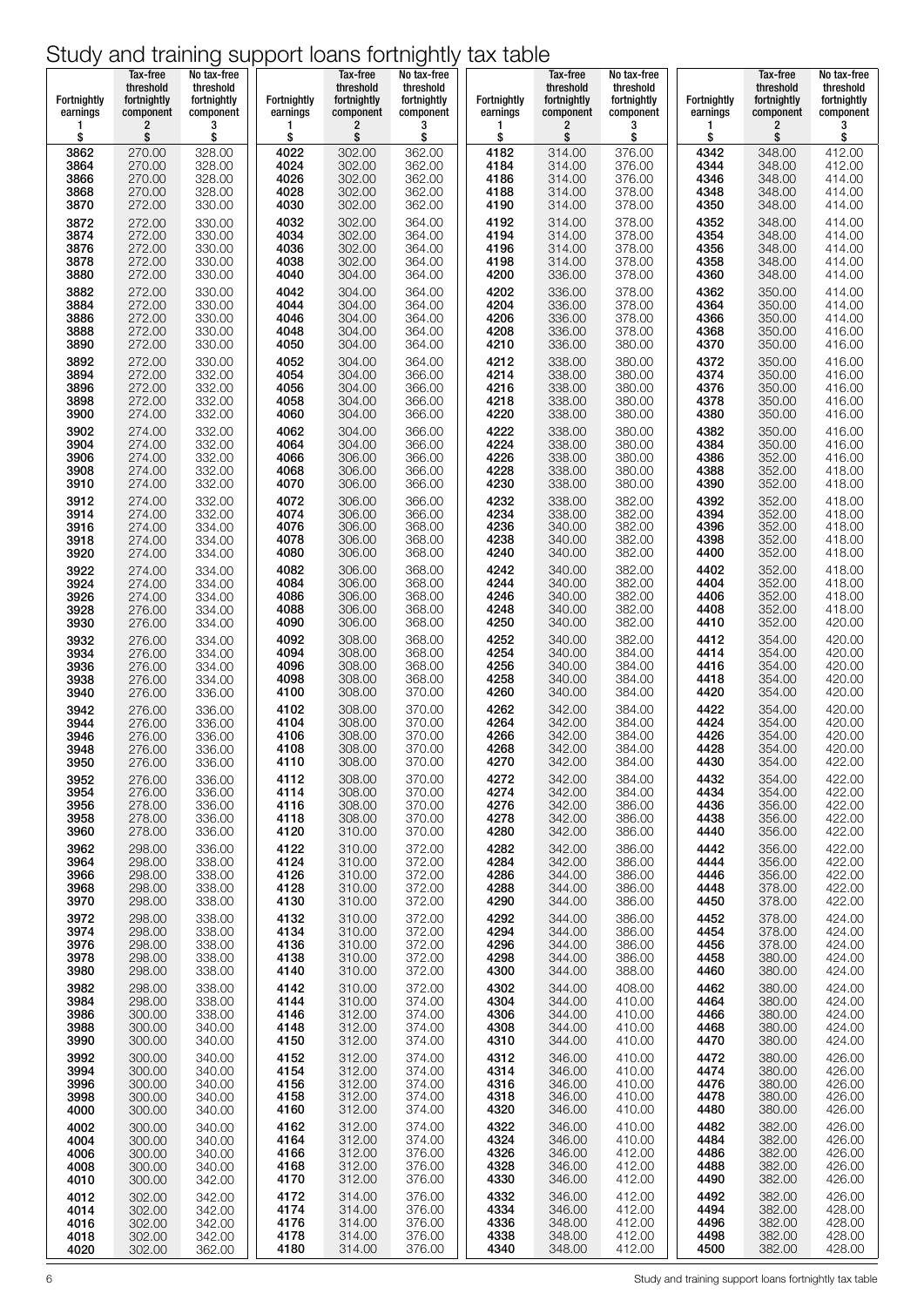# Study and training support loans fortnightly tax table

| Fortnightly earnings 1 $ | Tax-free threshold fortnightly component 2 $ | No tax-free threshold fortnightly component 3 $ | Fortnightly earnings 1 $ | Tax-free threshold fortnightly component 2 $ | No tax-free threshold fortnightly component 3 $ | Fortnightly earnings 1 $ | Tax-free threshold fortnightly component 2 $ | No tax-free threshold fortnightly component 3 $ | Fortnightly earnings 1 $ | Tax-free threshold fortnightly component 2 $ | No tax-free threshold fortnightly component 3 $ |
|---|---|---|---|---|---|---|---|---|---|---|---|
| 3862 | 270.00 | 328.00 | 4022 | 302.00 | 362.00 | 4182 | 314.00 | 376.00 | 4342 | 348.00 | 412.00 |
| 3864 | 270.00 | 328.00 | 4024 | 302.00 | 362.00 | 4184 | 314.00 | 376.00 | 4344 | 348.00 | 412.00 |
| 3866 | 270.00 | 328.00 | 4026 | 302.00 | 362.00 | 4186 | 314.00 | 376.00 | 4346 | 348.00 | 414.00 |
| 3868 | 270.00 | 328.00 | 4028 | 302.00 | 362.00 | 4188 | 314.00 | 378.00 | 4348 | 348.00 | 414.00 |
| 3870 | 272.00 | 330.00 | 4030 | 302.00 | 362.00 | 4190 | 314.00 | 378.00 | 4350 | 348.00 | 414.00 |
| 3872 | 272.00 | 330.00 | 4032 | 302.00 | 364.00 | 4192 | 314.00 | 378.00 | 4352 | 348.00 | 414.00 |
| 3874 | 272.00 | 330.00 | 4034 | 302.00 | 364.00 | 4194 | 314.00 | 378.00 | 4354 | 348.00 | 414.00 |
| 3876 | 272.00 | 330.00 | 4036 | 302.00 | 364.00 | 4196 | 314.00 | 378.00 | 4356 | 348.00 | 414.00 |
| 3878 | 272.00 | 330.00 | 4038 | 302.00 | 364.00 | 4198 | 314.00 | 378.00 | 4358 | 348.00 | 414.00 |
| 3880 | 272.00 | 330.00 | 4040 | 304.00 | 364.00 | 4200 | 336.00 | 378.00 | 4360 | 348.00 | 414.00 |
| 3882 | 272.00 | 330.00 | 4042 | 304.00 | 364.00 | 4202 | 336.00 | 378.00 | 4362 | 350.00 | 414.00 |
| 3884 | 272.00 | 330.00 | 4044 | 304.00 | 364.00 | 4204 | 336.00 | 378.00 | 4364 | 350.00 | 414.00 |
| 3886 | 272.00 | 330.00 | 4046 | 304.00 | 364.00 | 4206 | 336.00 | 378.00 | 4366 | 350.00 | 414.00 |
| 3888 | 272.00 | 330.00 | 4048 | 304.00 | 364.00 | 4208 | 336.00 | 378.00 | 4368 | 350.00 | 416.00 |
| 3890 | 272.00 | 330.00 | 4050 | 304.00 | 364.00 | 4210 | 336.00 | 380.00 | 4370 | 350.00 | 416.00 |
| 3892 | 272.00 | 330.00 | 4052 | 304.00 | 364.00 | 4212 | 338.00 | 380.00 | 4372 | 350.00 | 416.00 |
| 3894 | 272.00 | 332.00 | 4054 | 304.00 | 366.00 | 4214 | 338.00 | 380.00 | 4374 | 350.00 | 416.00 |
| 3896 | 272.00 | 332.00 | 4056 | 304.00 | 366.00 | 4216 | 338.00 | 380.00 | 4376 | 350.00 | 416.00 |
| 3898 | 272.00 | 332.00 | 4058 | 304.00 | 366.00 | 4218 | 338.00 | 380.00 | 4378 | 350.00 | 416.00 |
| 3900 | 274.00 | 332.00 | 4060 | 304.00 | 366.00 | 4220 | 338.00 | 380.00 | 4380 | 350.00 | 416.00 |
| 3902 | 274.00 | 332.00 | 4062 | 304.00 | 366.00 | 4222 | 338.00 | 380.00 | 4382 | 350.00 | 416.00 |
| 3904 | 274.00 | 332.00 | 4064 | 304.00 | 366.00 | 4224 | 338.00 | 380.00 | 4384 | 350.00 | 416.00 |
| 3906 | 274.00 | 332.00 | 4066 | 306.00 | 366.00 | 4226 | 338.00 | 380.00 | 4386 | 352.00 | 416.00 |
| 3908 | 274.00 | 332.00 | 4068 | 306.00 | 366.00 | 4228 | 338.00 | 380.00 | 4388 | 352.00 | 418.00 |
| 3910 | 274.00 | 332.00 | 4070 | 306.00 | 366.00 | 4230 | 338.00 | 380.00 | 4390 | 352.00 | 418.00 |
| 3912 | 274.00 | 332.00 | 4072 | 306.00 | 366.00 | 4232 | 338.00 | 382.00 | 4392 | 352.00 | 418.00 |
| 3914 | 274.00 | 332.00 | 4074 | 306.00 | 366.00 | 4234 | 338.00 | 382.00 | 4394 | 352.00 | 418.00 |
| 3916 | 274.00 | 334.00 | 4076 | 306.00 | 368.00 | 4236 | 340.00 | 382.00 | 4396 | 352.00 | 418.00 |
| 3918 | 274.00 | 334.00 | 4078 | 306.00 | 368.00 | 4238 | 340.00 | 382.00 | 4398 | 352.00 | 418.00 |
| 3920 | 274.00 | 334.00 | 4080 | 306.00 | 368.00 | 4240 | 340.00 | 382.00 | 4400 | 352.00 | 418.00 |
| 3922 | 274.00 | 334.00 | 4082 | 306.00 | 368.00 | 4242 | 340.00 | 382.00 | 4402 | 352.00 | 418.00 |
| 3924 | 274.00 | 334.00 | 4084 | 306.00 | 368.00 | 4244 | 340.00 | 382.00 | 4404 | 352.00 | 418.00 |
| 3926 | 274.00 | 334.00 | 4086 | 306.00 | 368.00 | 4246 | 340.00 | 382.00 | 4406 | 352.00 | 418.00 |
| 3928 | 276.00 | 334.00 | 4088 | 306.00 | 368.00 | 4248 | 340.00 | 382.00 | 4408 | 352.00 | 418.00 |
| 3930 | 276.00 | 334.00 | 4090 | 306.00 | 368.00 | 4250 | 340.00 | 382.00 | 4410 | 352.00 | 420.00 |
| 3932 | 276.00 | 334.00 | 4092 | 308.00 | 368.00 | 4252 | 340.00 | 382.00 | 4412 | 354.00 | 420.00 |
| 3934 | 276.00 | 334.00 | 4094 | 308.00 | 368.00 | 4254 | 340.00 | 384.00 | 4414 | 354.00 | 420.00 |
| 3936 | 276.00 | 334.00 | 4096 | 308.00 | 368.00 | 4256 | 340.00 | 384.00 | 4416 | 354.00 | 420.00 |
| 3938 | 276.00 | 334.00 | 4098 | 308.00 | 368.00 | 4258 | 340.00 | 384.00 | 4418 | 354.00 | 420.00 |
| 3940 | 276.00 | 336.00 | 4100 | 308.00 | 370.00 | 4260 | 340.00 | 384.00 | 4420 | 354.00 | 420.00 |
| 3942 | 276.00 | 336.00 | 4102 | 308.00 | 370.00 | 4262 | 342.00 | 384.00 | 4422 | 354.00 | 420.00 |
| 3944 | 276.00 | 336.00 | 4104 | 308.00 | 370.00 | 4264 | 342.00 | 384.00 | 4424 | 354.00 | 420.00 |
| 3946 | 276.00 | 336.00 | 4106 | 308.00 | 370.00 | 4266 | 342.00 | 384.00 | 4426 | 354.00 | 420.00 |
| 3948 | 276.00 | 336.00 | 4108 | 308.00 | 370.00 | 4268 | 342.00 | 384.00 | 4428 | 354.00 | 420.00 |
| 3950 | 276.00 | 336.00 | 4110 | 308.00 | 370.00 | 4270 | 342.00 | 384.00 | 4430 | 354.00 | 422.00 |
| 3952 | 276.00 | 336.00 | 4112 | 308.00 | 370.00 | 4272 | 342.00 | 384.00 | 4432 | 354.00 | 422.00 |
| 3954 | 276.00 | 336.00 | 4114 | 308.00 | 370.00 | 4274 | 342.00 | 384.00 | 4434 | 354.00 | 422.00 |
| 3956 | 278.00 | 336.00 | 4116 | 308.00 | 370.00 | 4276 | 342.00 | 386.00 | 4436 | 356.00 | 422.00 |
| 3958 | 278.00 | 336.00 | 4118 | 308.00 | 370.00 | 4278 | 342.00 | 386.00 | 4438 | 356.00 | 422.00 |
| 3960 | 278.00 | 336.00 | 4120 | 310.00 | 370.00 | 4280 | 342.00 | 386.00 | 4440 | 356.00 | 422.00 |
| 3962 | 298.00 | 336.00 | 4122 | 310.00 | 372.00 | 4282 | 342.00 | 386.00 | 4442 | 356.00 | 422.00 |
| 3964 | 298.00 | 338.00 | 4124 | 310.00 | 372.00 | 4284 | 342.00 | 386.00 | 4444 | 356.00 | 422.00 |
| 3966 | 298.00 | 338.00 | 4126 | 310.00 | 372.00 | 4286 | 344.00 | 386.00 | 4446 | 356.00 | 422.00 |
| 3968 | 298.00 | 338.00 | 4128 | 310.00 | 372.00 | 4288 | 344.00 | 386.00 | 4448 | 378.00 | 422.00 |
| 3970 | 298.00 | 338.00 | 4130 | 310.00 | 372.00 | 4290 | 344.00 | 386.00 | 4450 | 378.00 | 422.00 |
| 3972 | 298.00 | 338.00 | 4132 | 310.00 | 372.00 | 4292 | 344.00 | 386.00 | 4452 | 378.00 | 424.00 |
| 3974 | 298.00 | 338.00 | 4134 | 310.00 | 372.00 | 4294 | 344.00 | 386.00 | 4454 | 378.00 | 424.00 |
| 3976 | 298.00 | 338.00 | 4136 | 310.00 | 372.00 | 4296 | 344.00 | 386.00 | 4456 | 378.00 | 424.00 |
| 3978 | 298.00 | 338.00 | 4138 | 310.00 | 372.00 | 4298 | 344.00 | 386.00 | 4458 | 380.00 | 424.00 |
| 3980 | 298.00 | 338.00 | 4140 | 310.00 | 372.00 | 4300 | 344.00 | 388.00 | 4460 | 380.00 | 424.00 |
| 3982 | 298.00 | 338.00 | 4142 | 310.00 | 372.00 | 4302 | 344.00 | 408.00 | 4462 | 380.00 | 424.00 |
| 3984 | 298.00 | 338.00 | 4144 | 310.00 | 374.00 | 4304 | 344.00 | 410.00 | 4464 | 380.00 | 424.00 |
| 3986 | 300.00 | 338.00 | 4146 | 312.00 | 374.00 | 4306 | 344.00 | 410.00 | 4466 | 380.00 | 424.00 |
| 3988 | 300.00 | 340.00 | 4148 | 312.00 | 374.00 | 4308 | 344.00 | 410.00 | 4468 | 380.00 | 424.00 |
| 3990 | 300.00 | 340.00 | 4150 | 312.00 | 374.00 | 4310 | 344.00 | 410.00 | 4470 | 380.00 | 424.00 |
| 3992 | 300.00 | 340.00 | 4152 | 312.00 | 374.00 | 4312 | 346.00 | 410.00 | 4472 | 380.00 | 426.00 |
| 3994 | 300.00 | 340.00 | 4154 | 312.00 | 374.00 | 4314 | 346.00 | 410.00 | 4474 | 380.00 | 426.00 |
| 3996 | 300.00 | 340.00 | 4156 | 312.00 | 374.00 | 4316 | 346.00 | 410.00 | 4476 | 380.00 | 426.00 |
| 3998 | 300.00 | 340.00 | 4158 | 312.00 | 374.00 | 4318 | 346.00 | 410.00 | 4478 | 380.00 | 426.00 |
| 4000 | 300.00 | 340.00 | 4160 | 312.00 | 374.00 | 4320 | 346.00 | 410.00 | 4480 | 380.00 | 426.00 |
| 4002 | 300.00 | 340.00 | 4162 | 312.00 | 374.00 | 4322 | 346.00 | 410.00 | 4482 | 382.00 | 426.00 |
| 4004 | 300.00 | 340.00 | 4164 | 312.00 | 374.00 | 4324 | 346.00 | 410.00 | 4484 | 382.00 | 426.00 |
| 4006 | 300.00 | 340.00 | 4166 | 312.00 | 376.00 | 4326 | 346.00 | 412.00 | 4486 | 382.00 | 426.00 |
| 4008 | 300.00 | 340.00 | 4168 | 312.00 | 376.00 | 4328 | 346.00 | 412.00 | 4488 | 382.00 | 426.00 |
| 4010 | 300.00 | 342.00 | 4170 | 312.00 | 376.00 | 4330 | 346.00 | 412.00 | 4490 | 382.00 | 426.00 |
| 4012 | 302.00 | 342.00 | 4172 | 314.00 | 376.00 | 4332 | 346.00 | 412.00 | 4492 | 382.00 | 426.00 |
| 4014 | 302.00 | 342.00 | 4174 | 314.00 | 376.00 | 4334 | 346.00 | 412.00 | 4494 | 382.00 | 428.00 |
| 4016 | 302.00 | 342.00 | 4176 | 314.00 | 376.00 | 4336 | 348.00 | 412.00 | 4496 | 382.00 | 428.00 |
| 4018 | 302.00 | 342.00 | 4178 | 314.00 | 376.00 | 4338 | 348.00 | 412.00 | 4498 | 382.00 | 428.00 |
| 4020 | 302.00 | 362.00 | 4180 | 314.00 | 376.00 | 4340 | 348.00 | 412.00 | 4500 | 382.00 | 428.00 |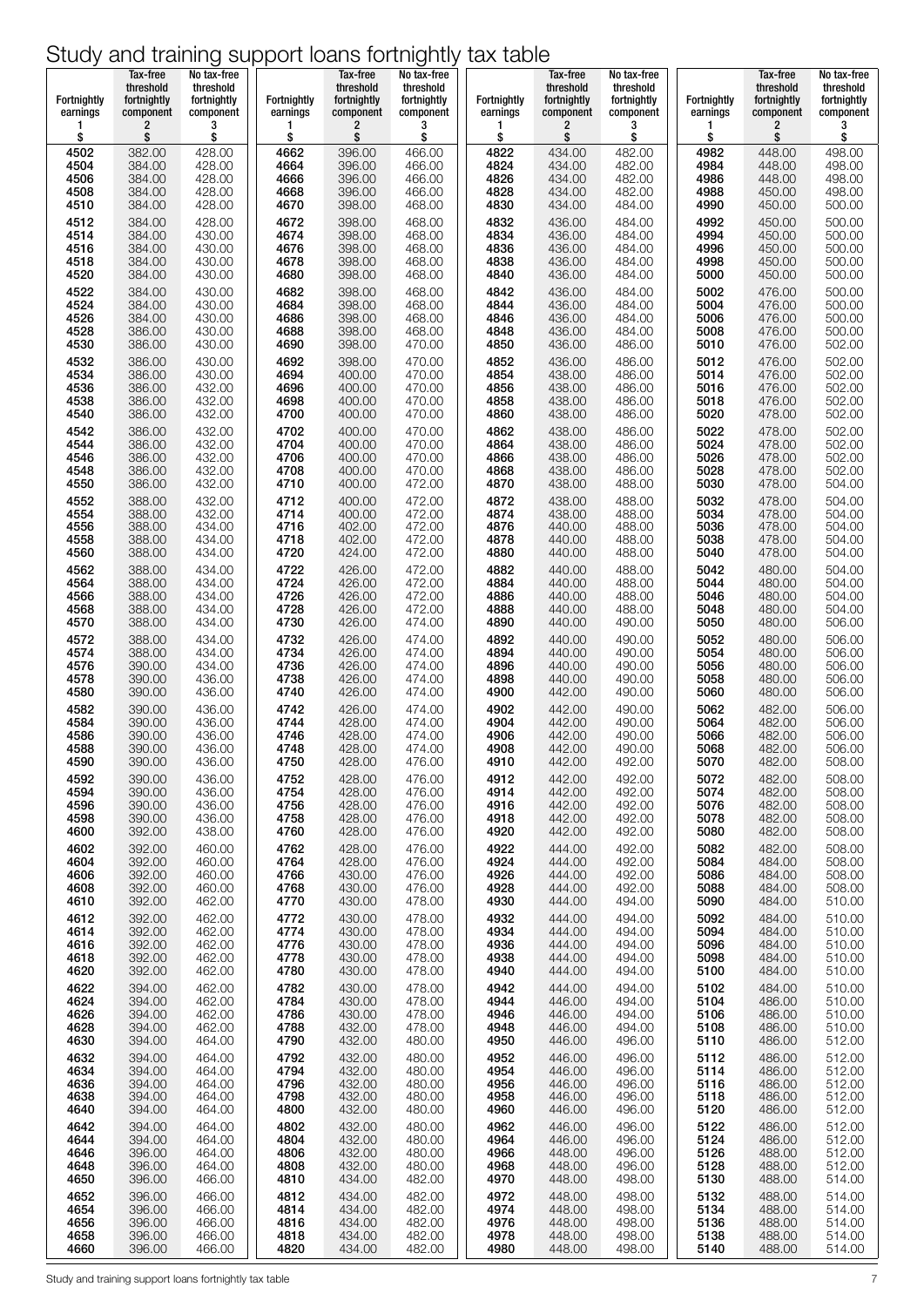# Study and training support loans fortnightly tax table

| Fortnightly earnings 1 $ | Tax-free threshold fortnightly component 2 $ | No tax-free threshold fortnightly component 3 $ |
|---|---|---|
| 4502 | 382.00 | 428.00 |
| 4504 | 384.00 | 428.00 |
| 4506 | 384.00 | 428.00 |
| 4508 | 384.00 | 428.00 |
| 4510 | 384.00 | 428.00 |
| 4512 | 384.00 | 428.00 |
| 4514 | 384.00 | 430.00 |
| 4516 | 384.00 | 430.00 |
| 4518 | 384.00 | 430.00 |
| 4520 | 384.00 | 430.00 |
| 4522 | 384.00 | 430.00 |
| 4524 | 384.00 | 430.00 |
| 4526 | 384.00 | 430.00 |
| 4528 | 386.00 | 430.00 |
| 4530 | 386.00 | 430.00 |
| 4532 | 386.00 | 430.00 |
| 4534 | 386.00 | 430.00 |
| 4536 | 386.00 | 432.00 |
| 4538 | 386.00 | 432.00 |
| 4540 | 386.00 | 432.00 |
| 4542 | 386.00 | 432.00 |
| 4544 | 386.00 | 432.00 |
| 4546 | 386.00 | 432.00 |
| 4548 | 386.00 | 432.00 |
| 4550 | 386.00 | 432.00 |
| 4552 | 388.00 | 432.00 |
| 4554 | 388.00 | 432.00 |
| 4556 | 388.00 | 434.00 |
| 4558 | 388.00 | 434.00 |
| 4560 | 388.00 | 434.00 |
| 4562 | 388.00 | 434.00 |
| 4564 | 388.00 | 434.00 |
| 4566 | 388.00 | 434.00 |
| 4568 | 388.00 | 434.00 |
| 4570 | 388.00 | 434.00 |
| 4572 | 388.00 | 434.00 |
| 4574 | 388.00 | 434.00 |
| 4576 | 390.00 | 434.00 |
| 4578 | 390.00 | 436.00 |
| 4580 | 390.00 | 436.00 |
| 4582 | 390.00 | 436.00 |
| 4584 | 390.00 | 436.00 |
| 4586 | 390.00 | 436.00 |
| 4588 | 390.00 | 436.00 |
| 4590 | 390.00 | 436.00 |
| 4592 | 390.00 | 436.00 |
| 4594 | 390.00 | 436.00 |
| 4596 | 390.00 | 436.00 |
| 4598 | 390.00 | 436.00 |
| 4600 | 392.00 | 438.00 |
| 4602 | 392.00 | 460.00 |
| 4604 | 392.00 | 460.00 |
| 4606 | 392.00 | 460.00 |
| 4608 | 392.00 | 460.00 |
| 4610 | 392.00 | 462.00 |
| 4612 | 392.00 | 462.00 |
| 4614 | 392.00 | 462.00 |
| 4616 | 392.00 | 462.00 |
| 4618 | 392.00 | 462.00 |
| 4620 | 392.00 | 462.00 |
| 4622 | 394.00 | 462.00 |
| 4624 | 394.00 | 462.00 |
| 4626 | 394.00 | 462.00 |
| 4628 | 394.00 | 462.00 |
| 4630 | 394.00 | 464.00 |
| 4632 | 394.00 | 464.00 |
| 4634 | 394.00 | 464.00 |
| 4636 | 394.00 | 464.00 |
| 4638 | 394.00 | 464.00 |
| 4640 | 394.00 | 464.00 |
| 4642 | 394.00 | 464.00 |
| 4644 | 394.00 | 464.00 |
| 4646 | 396.00 | 464.00 |
| 4648 | 396.00 | 464.00 |
| 4650 | 396.00 | 466.00 |
| 4652 | 396.00 | 466.00 |
| 4654 | 396.00 | 466.00 |
| 4656 | 396.00 | 466.00 |
| 4658 | 396.00 | 466.00 |
| 4660 | 396.00 | 466.00 |
| 4662 | 396.00 | 466.00 |
| 4664 | 396.00 | 466.00 |
| 4666 | 396.00 | 466.00 |
| 4668 | 396.00 | 466.00 |
| 4670 | 398.00 | 468.00 |
| 4672 | 398.00 | 468.00 |
| 4674 | 398.00 | 468.00 |
| 4676 | 398.00 | 468.00 |
| 4678 | 398.00 | 468.00 |
| 4680 | 398.00 | 468.00 |
| 4682 | 398.00 | 468.00 |
| 4684 | 398.00 | 468.00 |
| 4686 | 398.00 | 468.00 |
| 4688 | 398.00 | 468.00 |
| 4690 | 398.00 | 470.00 |
| 4692 | 398.00 | 470.00 |
| 4694 | 400.00 | 470.00 |
| 4696 | 400.00 | 470.00 |
| 4698 | 400.00 | 470.00 |
| 4700 | 400.00 | 470.00 |
| 4702 | 400.00 | 470.00 |
| 4704 | 400.00 | 470.00 |
| 4706 | 400.00 | 470.00 |
| 4708 | 400.00 | 470.00 |
| 4710 | 400.00 | 472.00 |
| 4712 | 400.00 | 472.00 |
| 4714 | 400.00 | 472.00 |
| 4716 | 402.00 | 472.00 |
| 4718 | 402.00 | 472.00 |
| 4720 | 424.00 | 472.00 |
| 4722 | 426.00 | 472.00 |
| 4724 | 426.00 | 472.00 |
| 4726 | 426.00 | 472.00 |
| 4728 | 426.00 | 472.00 |
| 4730 | 426.00 | 474.00 |
| 4732 | 426.00 | 474.00 |
| 4734 | 426.00 | 474.00 |
| 4736 | 426.00 | 474.00 |
| 4738 | 426.00 | 474.00 |
| 4740 | 426.00 | 474.00 |
| 4742 | 426.00 | 474.00 |
| 4744 | 428.00 | 474.00 |
| 4746 | 428.00 | 474.00 |
| 4748 | 428.00 | 474.00 |
| 4750 | 428.00 | 476.00 |
| 4752 | 428.00 | 476.00 |
| 4754 | 428.00 | 476.00 |
| 4756 | 428.00 | 476.00 |
| 4758 | 428.00 | 476.00 |
| 4760 | 428.00 | 476.00 |
| 4762 | 428.00 | 476.00 |
| 4764 | 428.00 | 476.00 |
| 4766 | 430.00 | 476.00 |
| 4768 | 430.00 | 476.00 |
| 4770 | 430.00 | 478.00 |
| 4772 | 430.00 | 478.00 |
| 4774 | 430.00 | 478.00 |
| 4776 | 430.00 | 478.00 |
| 4778 | 430.00 | 478.00 |
| 4780 | 430.00 | 478.00 |
| 4782 | 430.00 | 478.00 |
| 4784 | 430.00 | 478.00 |
| 4786 | 430.00 | 478.00 |
| 4788 | 432.00 | 478.00 |
| 4790 | 432.00 | 480.00 |
| 4792 | 432.00 | 480.00 |
| 4794 | 432.00 | 480.00 |
| 4796 | 432.00 | 480.00 |
| 4798 | 432.00 | 480.00 |
| 4800 | 432.00 | 480.00 |
| 4802 | 432.00 | 480.00 |
| 4804 | 432.00 | 480.00 |
| 4806 | 432.00 | 480.00 |
| 4808 | 432.00 | 480.00 |
| 4810 | 434.00 | 482.00 |
| 4812 | 434.00 | 482.00 |
| 4814 | 434.00 | 482.00 |
| 4816 | 434.00 | 482.00 |
| 4818 | 434.00 | 482.00 |
| 4820 | 434.00 | 482.00 |
| 4822 | 434.00 | 482.00 |
| 4824 | 434.00 | 482.00 |
| 4826 | 434.00 | 482.00 |
| 4828 | 434.00 | 482.00 |
| 4830 | 434.00 | 484.00 |
| 4832 | 436.00 | 484.00 |
| 4834 | 436.00 | 484.00 |
| 4836 | 436.00 | 484.00 |
| 4838 | 436.00 | 484.00 |
| 4840 | 436.00 | 484.00 |
| 4842 | 436.00 | 484.00 |
| 4844 | 436.00 | 484.00 |
| 4846 | 436.00 | 484.00 |
| 4848 | 436.00 | 484.00 |
| 4850 | 436.00 | 486.00 |
| 4852 | 436.00 | 486.00 |
| 4854 | 438.00 | 486.00 |
| 4856 | 438.00 | 486.00 |
| 4858 | 438.00 | 486.00 |
| 4860 | 438.00 | 486.00 |
| 4862 | 438.00 | 486.00 |
| 4864 | 438.00 | 486.00 |
| 4866 | 438.00 | 486.00 |
| 4868 | 438.00 | 486.00 |
| 4870 | 438.00 | 488.00 |
| 4872 | 438.00 | 488.00 |
| 4874 | 438.00 | 488.00 |
| 4876 | 440.00 | 488.00 |
| 4878 | 440.00 | 488.00 |
| 4880 | 440.00 | 488.00 |
| 4882 | 440.00 | 488.00 |
| 4884 | 440.00 | 488.00 |
| 4886 | 440.00 | 488.00 |
| 4888 | 440.00 | 488.00 |
| 4890 | 440.00 | 490.00 |
| 4892 | 440.00 | 490.00 |
| 4894 | 440.00 | 490.00 |
| 4896 | 440.00 | 490.00 |
| 4898 | 440.00 | 490.00 |
| 4900 | 442.00 | 490.00 |
| 4902 | 442.00 | 490.00 |
| 4904 | 442.00 | 490.00 |
| 4906 | 442.00 | 490.00 |
| 4908 | 442.00 | 490.00 |
| 4910 | 442.00 | 492.00 |
| 4912 | 442.00 | 492.00 |
| 4914 | 442.00 | 492.00 |
| 4916 | 442.00 | 492.00 |
| 4918 | 442.00 | 492.00 |
| 4920 | 442.00 | 492.00 |
| 4922 | 444.00 | 492.00 |
| 4924 | 444.00 | 492.00 |
| 4926 | 444.00 | 492.00 |
| 4928 | 444.00 | 492.00 |
| 4930 | 444.00 | 494.00 |
| 4932 | 444.00 | 494.00 |
| 4934 | 444.00 | 494.00 |
| 4936 | 444.00 | 494.00 |
| 4938 | 444.00 | 494.00 |
| 4940 | 444.00 | 494.00 |
| 4942 | 444.00 | 494.00 |
| 4944 | 446.00 | 494.00 |
| 4946 | 446.00 | 494.00 |
| 4948 | 446.00 | 494.00 |
| 4950 | 446.00 | 496.00 |
| 4952 | 446.00 | 496.00 |
| 4954 | 446.00 | 496.00 |
| 4956 | 446.00 | 496.00 |
| 4958 | 446.00 | 496.00 |
| 4960 | 446.00 | 496.00 |
| 4962 | 446.00 | 496.00 |
| 4964 | 446.00 | 496.00 |
| 4966 | 448.00 | 496.00 |
| 4968 | 448.00 | 496.00 |
| 4970 | 448.00 | 498.00 |
| 4972 | 448.00 | 498.00 |
| 4974 | 448.00 | 498.00 |
| 4976 | 448.00 | 498.00 |
| 4978 | 448.00 | 498.00 |
| 4980 | 448.00 | 498.00 |
| 4982 | 448.00 | 498.00 |
| 4984 | 448.00 | 498.00 |
| 4986 | 448.00 | 498.00 |
| 4988 | 450.00 | 498.00 |
| 4990 | 450.00 | 500.00 |
| 4992 | 450.00 | 500.00 |
| 4994 | 450.00 | 500.00 |
| 4996 | 450.00 | 500.00 |
| 4998 | 450.00 | 500.00 |
| 5000 | 450.00 | 500.00 |
| 5002 | 476.00 | 500.00 |
| 5004 | 476.00 | 500.00 |
| 5006 | 476.00 | 500.00 |
| 5008 | 476.00 | 500.00 |
| 5010 | 476.00 | 502.00 |
| 5012 | 476.00 | 502.00 |
| 5014 | 476.00 | 502.00 |
| 5016 | 476.00 | 502.00 |
| 5018 | 476.00 | 502.00 |
| 5020 | 478.00 | 502.00 |
| 5022 | 478.00 | 502.00 |
| 5024 | 478.00 | 502.00 |
| 5026 | 478.00 | 502.00 |
| 5028 | 478.00 | 502.00 |
| 5030 | 478.00 | 504.00 |
| 5032 | 478.00 | 504.00 |
| 5034 | 478.00 | 504.00 |
| 5036 | 478.00 | 504.00 |
| 5038 | 478.00 | 504.00 |
| 5040 | 478.00 | 504.00 |
| 5042 | 480.00 | 504.00 |
| 5044 | 480.00 | 504.00 |
| 5046 | 480.00 | 504.00 |
| 5048 | 480.00 | 504.00 |
| 5050 | 480.00 | 506.00 |
| 5052 | 480.00 | 506.00 |
| 5054 | 480.00 | 506.00 |
| 5056 | 480.00 | 506.00 |
| 5058 | 480.00 | 506.00 |
| 5060 | 480.00 | 506.00 |
| 5062 | 482.00 | 506.00 |
| 5064 | 482.00 | 506.00 |
| 5066 | 482.00 | 506.00 |
| 5068 | 482.00 | 506.00 |
| 5070 | 482.00 | 508.00 |
| 5072 | 482.00 | 508.00 |
| 5074 | 482.00 | 508.00 |
| 5076 | 482.00 | 508.00 |
| 5078 | 482.00 | 508.00 |
| 5080 | 482.00 | 508.00 |
| 5082 | 482.00 | 508.00 |
| 5084 | 484.00 | 508.00 |
| 5086 | 484.00 | 508.00 |
| 5088 | 484.00 | 508.00 |
| 5090 | 484.00 | 510.00 |
| 5092 | 484.00 | 510.00 |
| 5094 | 484.00 | 510.00 |
| 5096 | 484.00 | 510.00 |
| 5098 | 484.00 | 510.00 |
| 5100 | 484.00 | 510.00 |
| 5102 | 484.00 | 510.00 |
| 5104 | 486.00 | 510.00 |
| 5106 | 486.00 | 510.00 |
| 5108 | 486.00 | 510.00 |
| 5110 | 486.00 | 512.00 |
| 5112 | 486.00 | 512.00 |
| 5114 | 486.00 | 512.00 |
| 5116 | 486.00 | 512.00 |
| 5118 | 486.00 | 512.00 |
| 5120 | 486.00 | 512.00 |
| 5122 | 486.00 | 512.00 |
| 5124 | 486.00 | 512.00 |
| 5126 | 488.00 | 512.00 |
| 5128 | 488.00 | 512.00 |
| 5130 | 488.00 | 514.00 |
| 5132 | 488.00 | 514.00 |
| 5134 | 488.00 | 514.00 |
| 5136 | 488.00 | 514.00 |
| 5138 | 488.00 | 514.00 |
| 5140 | 488.00 | 514.00 |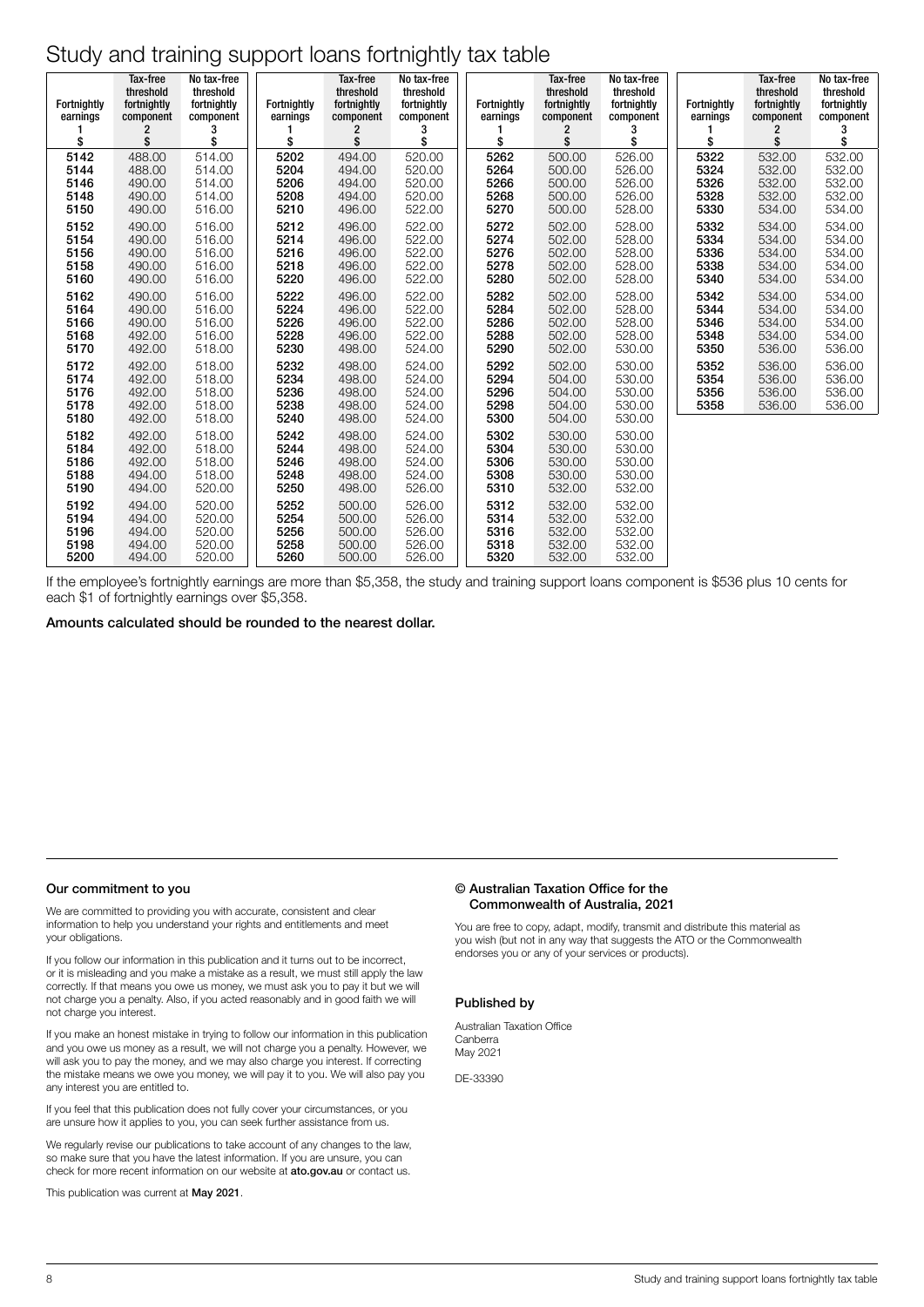# Study and training support loans fortnightly tax table

| Fortnightly earnings 1 $ | Tax-free threshold fortnightly component 2 $ | No tax-free threshold fortnightly component 3 $ | Fortnightly earnings 1 $ | Tax-free threshold fortnightly component 2 $ | No tax-free threshold fortnightly component 3 $ | Fortnightly earnings 1 $ | Tax-free threshold fortnightly component 2 $ | No tax-free threshold fortnightly component 3 $ | Fortnightly earnings 1 $ | Tax-free threshold fortnightly component 2 $ | No tax-free threshold fortnightly component 3 $ |
|---|---|---|---|---|---|---|---|---|---|---|---|
| 5142 | 488.00 | 514.00 | 5202 | 494.00 | 520.00 | 5262 | 500.00 | 526.00 | 5322 | 532.00 | 532.00 |
| 5144 | 488.00 | 514.00 | 5204 | 494.00 | 520.00 | 5264 | 500.00 | 526.00 | 5324 | 532.00 | 532.00 |
| 5146 | 490.00 | 514.00 | 5206 | 494.00 | 520.00 | 5266 | 500.00 | 526.00 | 5326 | 532.00 | 532.00 |
| 5148 | 490.00 | 514.00 | 5208 | 494.00 | 520.00 | 5268 | 500.00 | 526.00 | 5328 | 532.00 | 532.00 |
| 5150 | 490.00 | 516.00 | 5210 | 496.00 | 522.00 | 5270 | 500.00 | 528.00 | 5330 | 534.00 | 534.00 |
| 5152 | 490.00 | 516.00 | 5212 | 496.00 | 522.00 | 5272 | 502.00 | 528.00 | 5332 | 534.00 | 534.00 |
| 5154 | 490.00 | 516.00 | 5214 | 496.00 | 522.00 | 5274 | 502.00 | 528.00 | 5334 | 534.00 | 534.00 |
| 5156 | 490.00 | 516.00 | 5216 | 496.00 | 522.00 | 5276 | 502.00 | 528.00 | 5336 | 534.00 | 534.00 |
| 5158 | 490.00 | 516.00 | 5218 | 496.00 | 522.00 | 5278 | 502.00 | 528.00 | 5338 | 534.00 | 534.00 |
| 5160 | 490.00 | 516.00 | 5220 | 496.00 | 522.00 | 5280 | 502.00 | 528.00 | 5340 | 534.00 | 534.00 |
| 5162 | 490.00 | 516.00 | 5222 | 496.00 | 522.00 | 5282 | 502.00 | 528.00 | 5342 | 534.00 | 534.00 |
| 5164 | 490.00 | 516.00 | 5224 | 496.00 | 522.00 | 5284 | 502.00 | 528.00 | 5344 | 534.00 | 534.00 |
| 5166 | 490.00 | 516.00 | 5226 | 496.00 | 522.00 | 5286 | 502.00 | 528.00 | 5346 | 534.00 | 534.00 |
| 5168 | 492.00 | 516.00 | 5228 | 496.00 | 522.00 | 5288 | 502.00 | 528.00 | 5348 | 534.00 | 534.00 |
| 5170 | 492.00 | 518.00 | 5230 | 498.00 | 524.00 | 5290 | 502.00 | 530.00 | 5350 | 536.00 | 536.00 |
| 5172 | 492.00 | 518.00 | 5232 | 498.00 | 524.00 | 5292 | 502.00 | 530.00 | 5352 | 536.00 | 536.00 |
| 5174 | 492.00 | 518.00 | 5234 | 498.00 | 524.00 | 5294 | 504.00 | 530.00 | 5354 | 536.00 | 536.00 |
| 5176 | 492.00 | 518.00 | 5236 | 498.00 | 524.00 | 5296 | 504.00 | 530.00 | 5356 | 536.00 | 536.00 |
| 5178 | 492.00 | 518.00 | 5238 | 498.00 | 524.00 | 5298 | 504.00 | 530.00 | 5358 | 536.00 | 536.00 |
| 5180 | 492.00 | 518.00 | 5240 | 498.00 | 524.00 | 5300 | 504.00 | 530.00 | | | |
| 5182 | 492.00 | 518.00 | 5242 | 498.00 | 524.00 | 5302 | 530.00 | 530.00 | | | |
| 5184 | 492.00 | 518.00 | 5244 | 498.00 | 524.00 | 5304 | 530.00 | 530.00 | | | |
| 5186 | 492.00 | 518.00 | 5246 | 498.00 | 524.00 | 5306 | 530.00 | 530.00 | | | |
| 5188 | 494.00 | 518.00 | 5248 | 498.00 | 524.00 | 5308 | 530.00 | 530.00 | | | |
| 5190 | 494.00 | 520.00 | 5250 | 498.00 | 526.00 | 5310 | 532.00 | 532.00 | | | |
| 5192 | 494.00 | 520.00 | 5252 | 500.00 | 526.00 | 5312 | 532.00 | 532.00 | | | |
| 5194 | 494.00 | 520.00 | 5254 | 500.00 | 526.00 | 5314 | 532.00 | 532.00 | | | |
| 5196 | 494.00 | 520.00 | 5256 | 500.00 | 526.00 | 5316 | 532.00 | 532.00 | | | |
| 5198 | 494.00 | 520.00 | 5258 | 500.00 | 526.00 | 5318 | 532.00 | 532.00 | | | |
| 5200 | 494.00 | 520.00 | 5260 | 500.00 | 526.00 | 5320 | 532.00 | 532.00 | | | |

If the employee's fortnightly earnings are more than $5,358, the study and training support loans component is $536 plus 10 cents for each $1 of fortnightly earnings over $5,358.

**Amounts calculated should be rounded to the nearest dollar.**

### Our commitment to you

We are committed to providing you with accurate, consistent and clear information to help you understand your rights and entitlements and meet your obligations.

If you follow our information in this publication and it turns out to be incorrect, or it is misleading and you make a mistake as a result, we must still apply the law correctly. If that means you owe us money, we must ask you to pay it but we will not charge you a penalty. Also, if you acted reasonably and in good faith we will not charge you interest.

If you make an honest mistake in trying to follow our information in this publication and you owe us money as a result, we will not charge you a penalty. However, we will ask you to pay the money, and we may also charge you interest. If correcting the mistake means we owe you money, we will pay it to you. We will also pay you any interest you are entitled to.

If you feel that this publication does not fully cover your circumstances, or you are unsure how it applies to you, you can seek further assistance from us.

We regularly revise our publications to take account of any changes to the law, so make sure that you have the latest information. If you are unsure, you can check for more recent information on our website at **ato.gov.au** or contact us.

This publication was current at **May 2021**.

### © Australian Taxation Office for the Commonwealth of Australia, 2021

You are free to copy, adapt, modify, transmit and distribute this material as you wish (but not in any way that suggests the ATO or the Commonwealth endorses you or any of your services or products).

### Published by

Australian Taxation Office
Canberra
May 2021

DE-33390